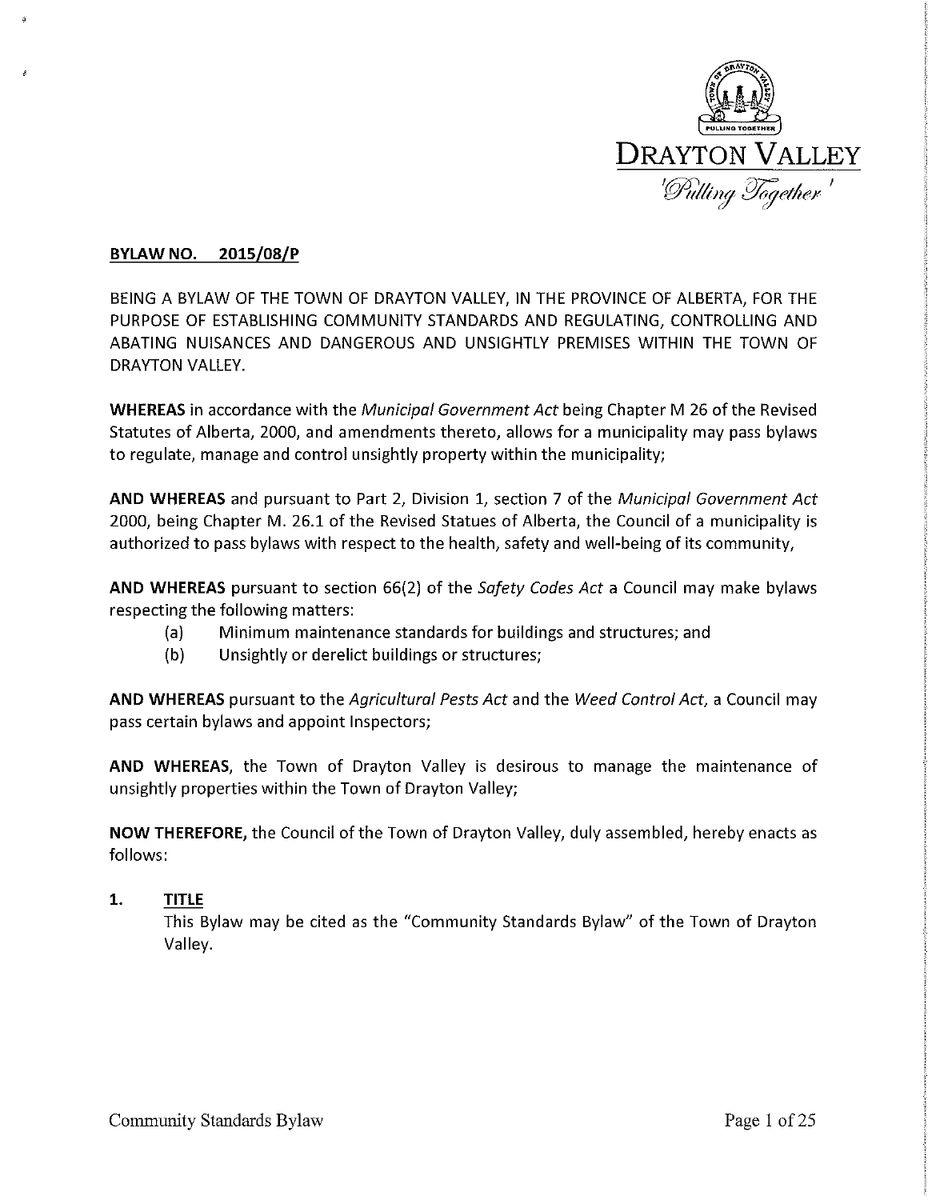DRAYTON VALLEY

*'Pulling Together'*

**BYLAW NO. 2015/08/P**

BEING A BYLAW OF THE TOWN OF DRAYTON VALLEY, IN THE PROVINCE OF ALBERTA, FOR THE PURPOSE OF ESTABLISHING COMMUNITY STANDARDS AND REGULATING, CONTROLLING AND ABATING NUISANCES AND DANGEROUS AND UNSIGHTLY PREMISES WITHIN THE TOWN OF DRAYTON VALLEY.

**WHEREAS** in accordance with the *Municipal Government Act* being Chapter M 26 of the Revised Statutes of Alberta, 2000, and amendments thereto, allows for a municipality may pass bylaws to regulate, manage and control unsightly property within the municipality;

**AND WHEREAS** and pursuant to Part 2, Division 1, section 7 of the *Municipal Government Act* 2000, being Chapter M. 26.1 of the Revised Statues of Alberta, the Council of a municipality is authorized to pass bylaws with respect to the health, safety and well-being of its community,

**AND WHEREAS** pursuant to section 66(2) of the *Safety Codes Act* a Council may make bylaws respecting the following matters:

(a) Minimum maintenance standards for buildings and structures; and

(b) Unsightly or derelict buildings or structures;

**AND WHEREAS** pursuant to the *Agricultural Pests Act* and the *Weed Control Act*, a Council may pass certain bylaws and appoint Inspectors;

**AND WHEREAS**, the Town of Drayton Valley is desirous to manage the maintenance of unsightly properties within the Town of Drayton Valley;

**NOW THEREFORE,** the Council of the Town of Drayton Valley, duly assembled, hereby enacts as follows:

## 1. TITLE

This Bylaw may be cited as the "Community Standards Bylaw" of the Town of Drayton Valley.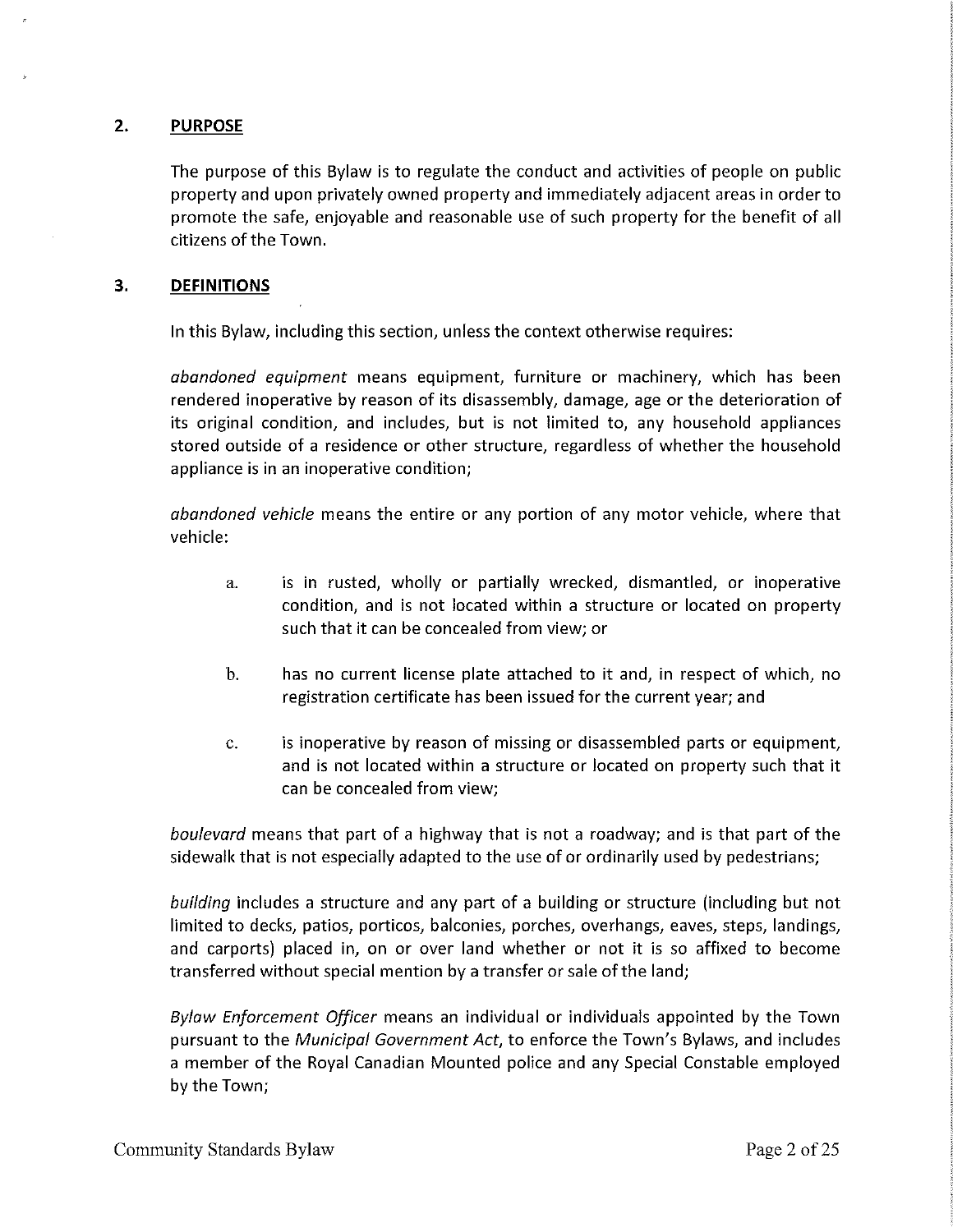## 2. PURPOSE

The purpose of this Bylaw is to regulate the conduct and activities of people on public property and upon privately owned property and immediately adjacent areas in order to promote the safe, enjoyable and reasonable use of such property for the benefit of all citizens of the Town.

## 3. DEFINITIONS

In this Bylaw, including this section, unless the context otherwise requires:

*abandoned equipment* means equipment, furniture or machinery, which has been rendered inoperative by reason of its disassembly, damage, age or the deterioration of its original condition, and includes, but is not limited to, any household appliances stored outside of a residence or other structure, regardless of whether the household appliance is in an inoperative condition;

*abandoned vehicle* means the entire or any portion of any motor vehicle, where that vehicle:

a. is in rusted, wholly or partially wrecked, dismantled, or inoperative condition, and is not located within a structure or located on property such that it can be concealed from view; or

b. has no current license plate attached to it and, in respect of which, no registration certificate has been issued for the current year; and

c. is inoperative by reason of missing or disassembled parts or equipment, and is not located within a structure or located on property such that it can be concealed from view;

*boulevard* means that part of a highway that is not a roadway; and is that part of the sidewalk that is not especially adapted to the use of or ordinarily used by pedestrians;

*building* includes a structure and any part of a building or structure (including but not limited to decks, patios, porticos, balconies, porches, overhangs, eaves, steps, landings, and carports) placed in, on or over land whether or not it is so affixed to become transferred without special mention by a transfer or sale of the land;

*Bylaw Enforcement Officer* means an individual or individuals appointed by the Town pursuant to the *Municipal Government Act*, to enforce the Town's Bylaws, and includes a member of the Royal Canadian Mounted police and any Special Constable employed by the Town;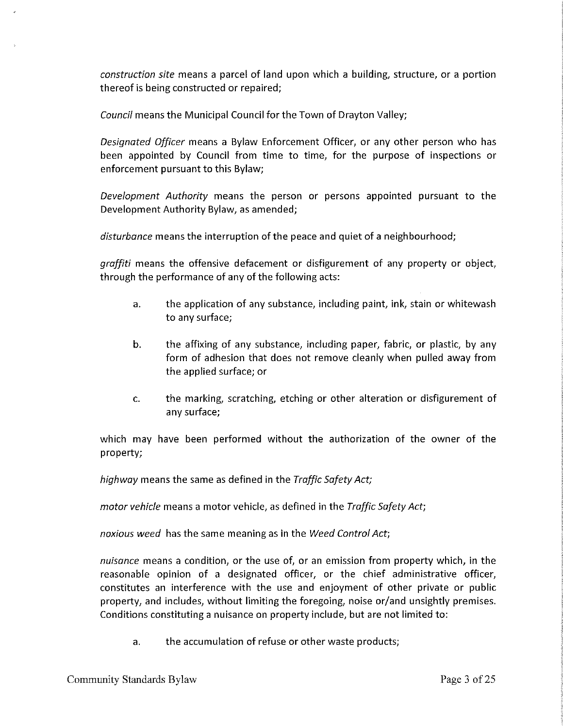*construction site* means a parcel of land upon which a building, structure, or a portion thereof is being constructed or repaired;

*Council* means the Municipal Council for the Town of Drayton Valley;

*Designated Officer* means a Bylaw Enforcement Officer, or any other person who has been appointed by Council from time to time, for the purpose of inspections or enforcement pursuant to this Bylaw;

*Development Authority* means the person or persons appointed pursuant to the Development Authority Bylaw, as amended;

*disturbance* means the interruption of the peace and quiet of a neighbourhood;

*graffiti* means the offensive defacement or disfigurement of any property or object, through the performance of any of the following acts:

a. the application of any substance, including paint, ink, stain or whitewash to any surface;

b. the affixing of any substance, including paper, fabric, or plastic, by any form of adhesion that does not remove cleanly when pulled away from the applied surface; or

c. the marking, scratching, etching or other alteration or disfigurement of any surface;

which may have been performed without the authorization of the owner of the property;

*highway* means the same as defined in the *Traffic Safety Act;*

*motor vehicle* means a motor vehicle, as defined in the *Traffic Safety Act*;

*noxious weed* has the same meaning as in the *Weed Control Act*;

*nuisance* means a condition, or the use of, or an emission from property which, in the reasonable opinion of a designated officer, or the chief administrative officer, constitutes an interference with the use and enjoyment of other private or public property, and includes, without limiting the foregoing, noise or/and unsightly premises. Conditions constituting a nuisance on property include, but are not limited to:

a. the accumulation of refuse or other waste products;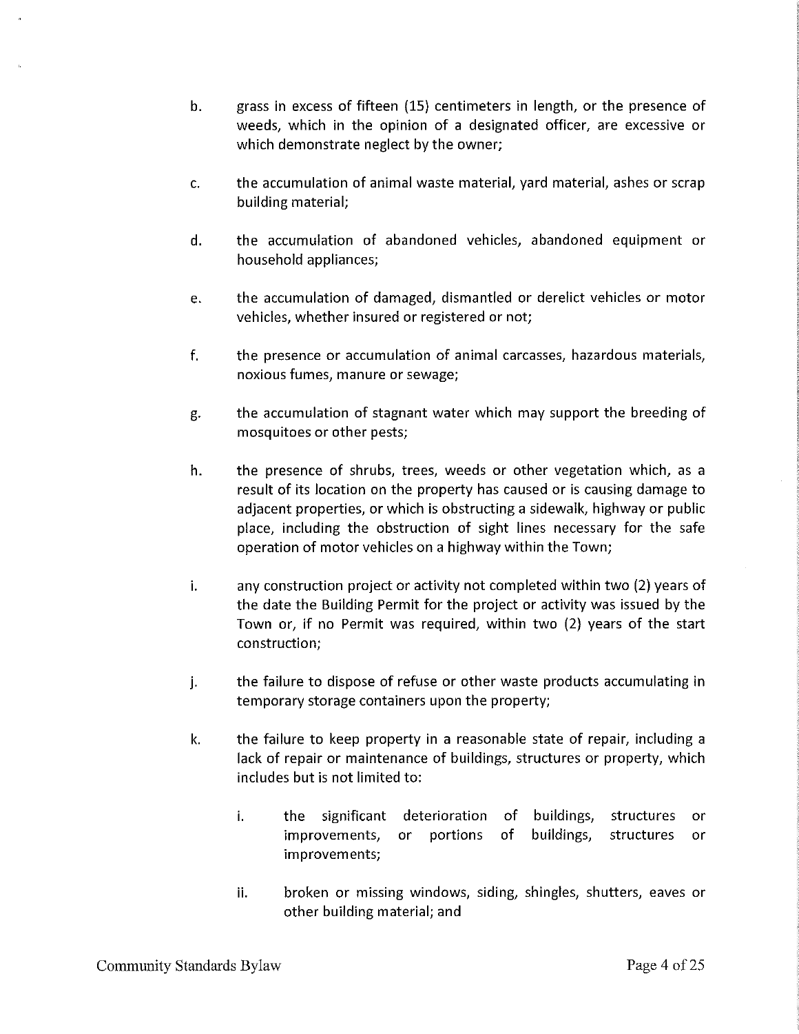b. grass in excess of fifteen (15) centimeters in length, or the presence of weeds, which in the opinion of a designated officer, are excessive or which demonstrate neglect by the owner;

c. the accumulation of animal waste material, yard material, ashes or scrap building material;

d. the accumulation of abandoned vehicles, abandoned equipment or household appliances;

e. the accumulation of damaged, dismantled or derelict vehicles or motor vehicles, whether insured or registered or not;

f. the presence or accumulation of animal carcasses, hazardous materials, noxious fumes, manure or sewage;

g. the accumulation of stagnant water which may support the breeding of mosquitoes or other pests;

h. the presence of shrubs, trees, weeds or other vegetation which, as a result of its location on the property has caused or is causing damage to adjacent properties, or which is obstructing a sidewalk, highway or public place, including the obstruction of sight lines necessary for the safe operation of motor vehicles on a highway within the Town;

i. any construction project or activity not completed within two (2) years of the date the Building Permit for the project or activity was issued by the Town or, if no Permit was required, within two (2) years of the start construction;

j. the failure to dispose of refuse or other waste products accumulating in temporary storage containers upon the property;

k. the failure to keep property in a reasonable state of repair, including a lack of repair or maintenance of buildings, structures or property, which includes but is not limited to:

   i. the significant deterioration of buildings, structures or improvements, or portions of buildings, structures or improvements;

   ii. broken or missing windows, siding, shingles, shutters, eaves or other building material; and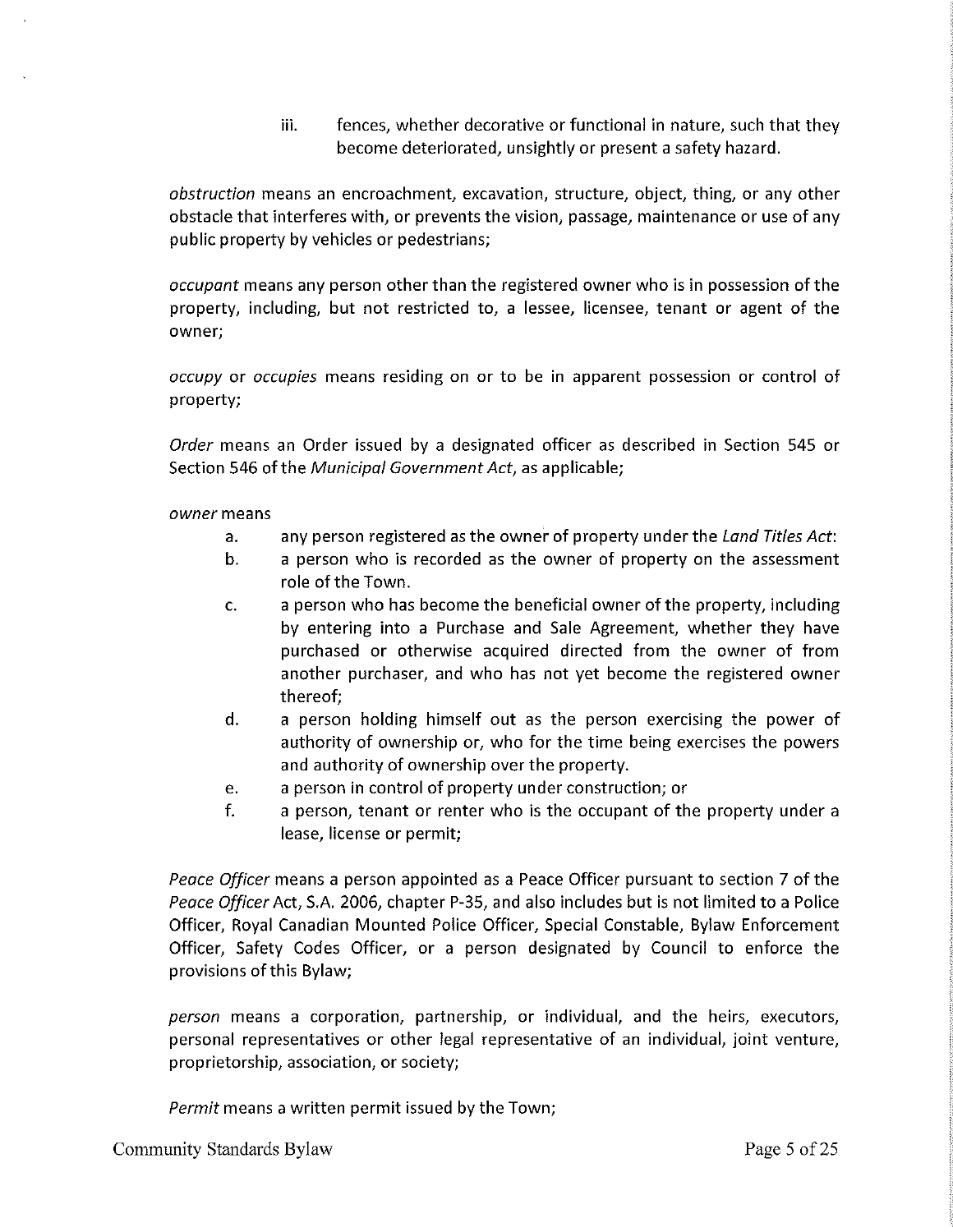iii. fences, whether decorative or functional in nature, such that they become deteriorated, unsightly or present a safety hazard.

*obstruction* means an encroachment, excavation, structure, object, thing, or any other obstacle that interferes with, or prevents the vision, passage, maintenance or use of any public property by vehicles or pedestrians;

*occupant* means any person other than the registered owner who is in possession of the property, including, but not restricted to, a lessee, licensee, tenant or agent of the owner;

*occupy* or *occupies* means residing on or to be in apparent possession or control of property;

*Order* means an Order issued by a designated officer as described in Section 545 or Section 546 of the *Municipal Government Act*, as applicable;

*owner* means

a. any person registered as the owner of property under the *Land Titles Act*:
b. a person who is recorded as the owner of property on the assessment role of the Town.
c. a person who has become the beneficial owner of the property, including by entering into a Purchase and Sale Agreement, whether they have purchased or otherwise acquired directed from the owner of from another purchaser, and who has not yet become the registered owner thereof;
d. a person holding himself out as the person exercising the power of authority of ownership or, who for the time being exercises the powers and authority of ownership over the property.
e. a person in control of property under construction; or
f. a person, tenant or renter who is the occupant of the property under a lease, license or permit;

*Peace Officer* means a person appointed as a Peace Officer pursuant to section 7 of the *Peace Officer* Act, S.A. 2006, chapter P-35, and also includes but is not limited to a Police Officer, Royal Canadian Mounted Police Officer, Special Constable, Bylaw Enforcement Officer, Safety Codes Officer, or a person designated by Council to enforce the provisions of this Bylaw;

*person* means a corporation, partnership, or individual, and the heirs, executors, personal representatives or other legal representative of an individual, joint venture, proprietorship, association, or society;

*Permit* means a written permit issued by the Town;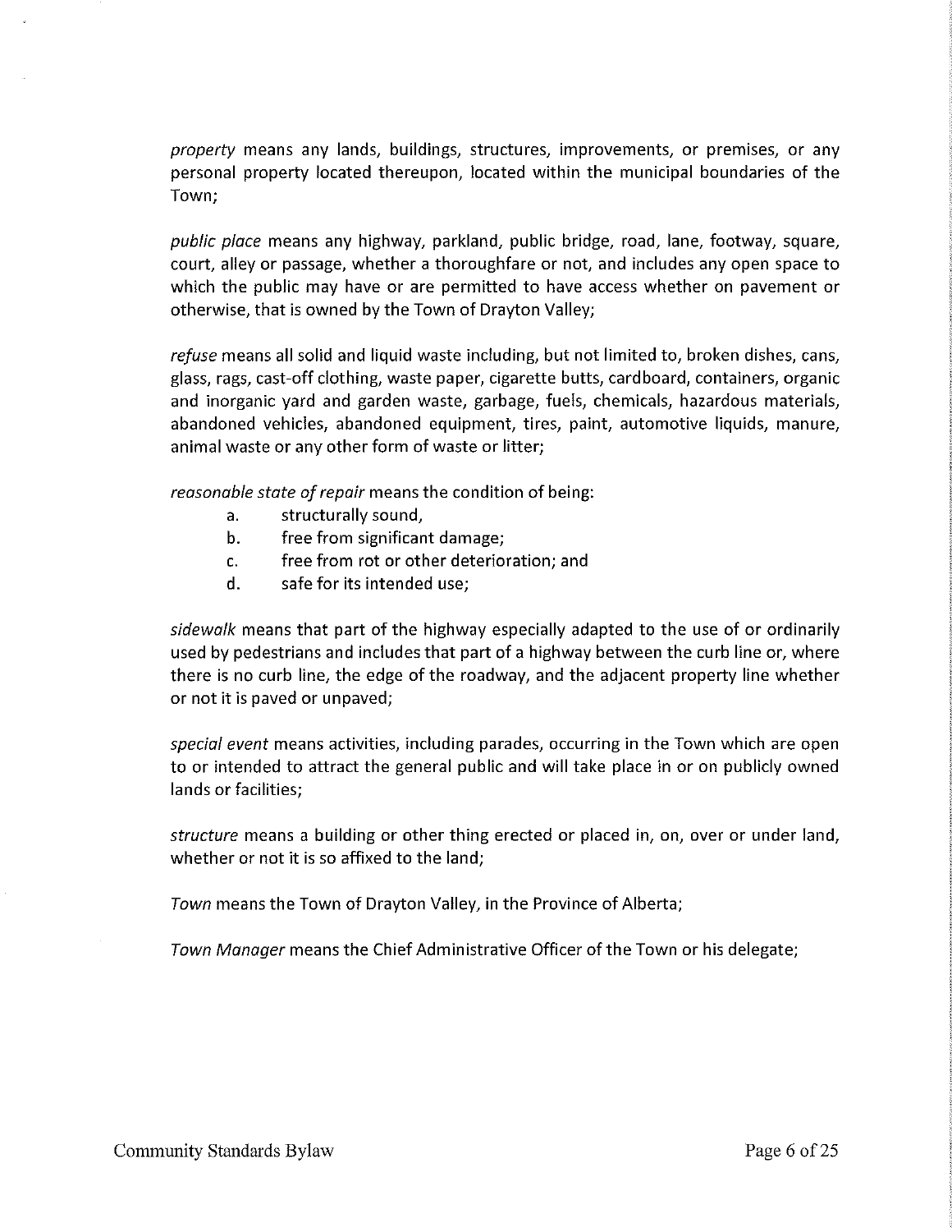*property* means any lands, buildings, structures, improvements, or premises, or any personal property located thereupon, located within the municipal boundaries of the Town;

*public place* means any highway, parkland, public bridge, road, lane, footway, square, court, alley or passage, whether a thoroughfare or not, and includes any open space to which the public may have or are permitted to have access whether on pavement or otherwise, that is owned by the Town of Drayton Valley;

*refuse* means all solid and liquid waste including, but not limited to, broken dishes, cans, glass, rags, cast-off clothing, waste paper, cigarette butts, cardboard, containers, organic and inorganic yard and garden waste, garbage, fuels, chemicals, hazardous materials, abandoned vehicles, abandoned equipment, tires, paint, automotive liquids, manure, animal waste or any other form of waste or litter;

*reasonable state of repair* means the condition of being:

a. structurally sound,
b. free from significant damage;
c. free from rot or other deterioration; and
d. safe for its intended use;

*sidewalk* means that part of the highway especially adapted to the use of or ordinarily used by pedestrians and includes that part of a highway between the curb line or, where there is no curb line, the edge of the roadway, and the adjacent property line whether or not it is paved or unpaved;

*special event* means activities, including parades, occurring in the Town which are open to or intended to attract the general public and will take place in or on publicly owned lands or facilities;

*structure* means a building or other thing erected or placed in, on, over or under land, whether or not it is so affixed to the land;

*Town* means the Town of Drayton Valley, in the Province of Alberta;

*Town Manager* means the Chief Administrative Officer of the Town or his delegate;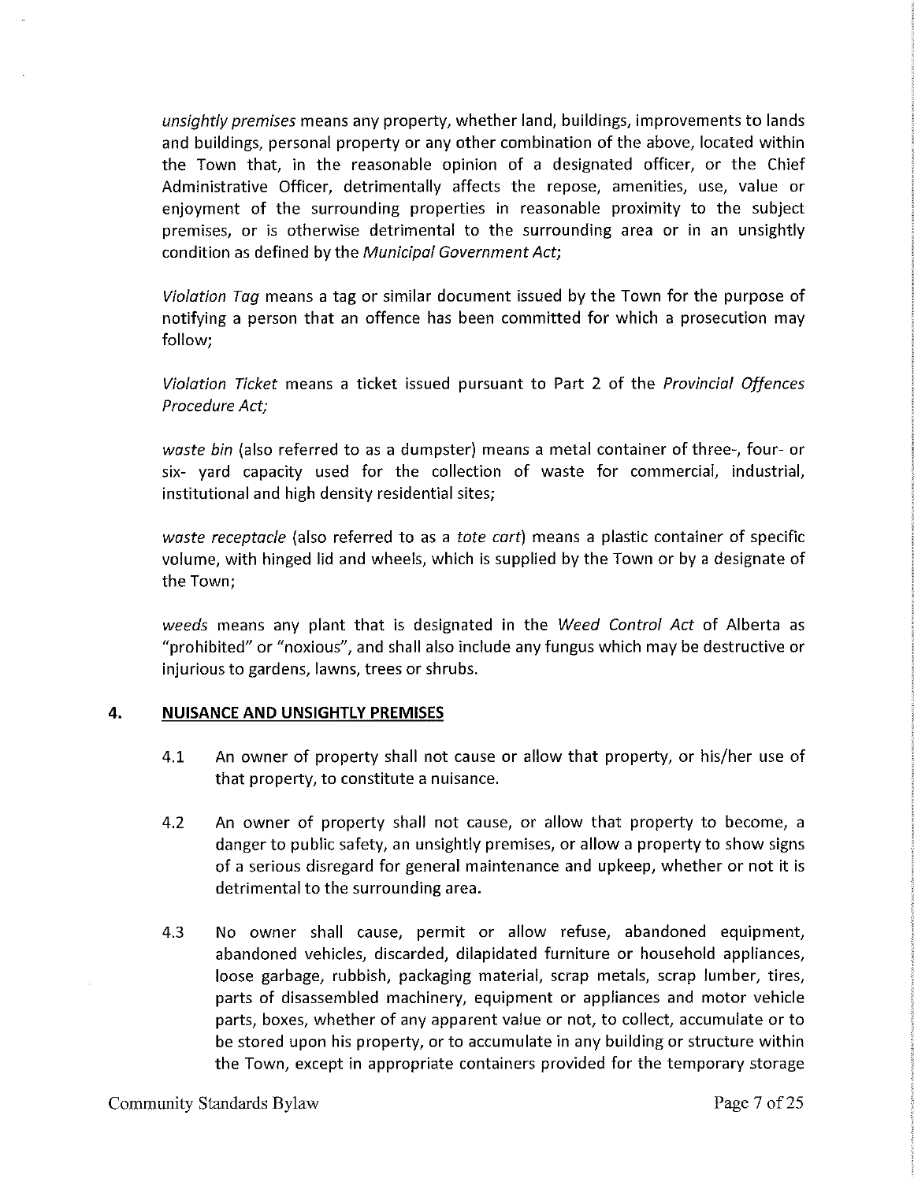*unsightly premises* means any property, whether land, buildings, improvements to lands and buildings, personal property or any other combination of the above, located within the Town that, in the reasonable opinion of a designated officer, or the Chief Administrative Officer, detrimentally affects the repose, amenities, use, value or enjoyment of the surrounding properties in reasonable proximity to the subject premises, or is otherwise detrimental to the surrounding area or in an unsightly condition as defined by the *Municipal Government Act*;

*Violation Tag* means a tag or similar document issued by the Town for the purpose of notifying a person that an offence has been committed for which a prosecution may follow;

*Violation Ticket* means a ticket issued pursuant to Part 2 of the *Provincial Offences Procedure Act;*

*waste bin* (also referred to as a dumpster) means a metal container of three-, four- or six- yard capacity used for the collection of waste for commercial, industrial, institutional and high density residential sites;

*waste receptacle* (also referred to as a *tote cart*) means a plastic container of specific volume, with hinged lid and wheels, which is supplied by the Town or by a designate of the Town;

*weeds* means any plant that is designated in the *Weed Control Act* of Alberta as "prohibited" or "noxious", and shall also include any fungus which may be destructive or injurious to gardens, lawns, trees or shrubs.

## 4. NUISANCE AND UNSIGHTLY PREMISES

4.1 An owner of property shall not cause or allow that property, or his/her use of that property, to constitute a nuisance.

4.2 An owner of property shall not cause, or allow that property to become, a danger to public safety, an unsightly premises, or allow a property to show signs of a serious disregard for general maintenance and upkeep, whether or not it is detrimental to the surrounding area.

4.3 No owner shall cause, permit or allow refuse, abandoned equipment, abandoned vehicles, discarded, dilapidated furniture or household appliances, loose garbage, rubbish, packaging material, scrap metals, scrap lumber, tires, parts of disassembled machinery, equipment or appliances and motor vehicle parts, boxes, whether of any apparent value or not, to collect, accumulate or to be stored upon his property, or to accumulate in any building or structure within the Town, except in appropriate containers provided for the temporary storage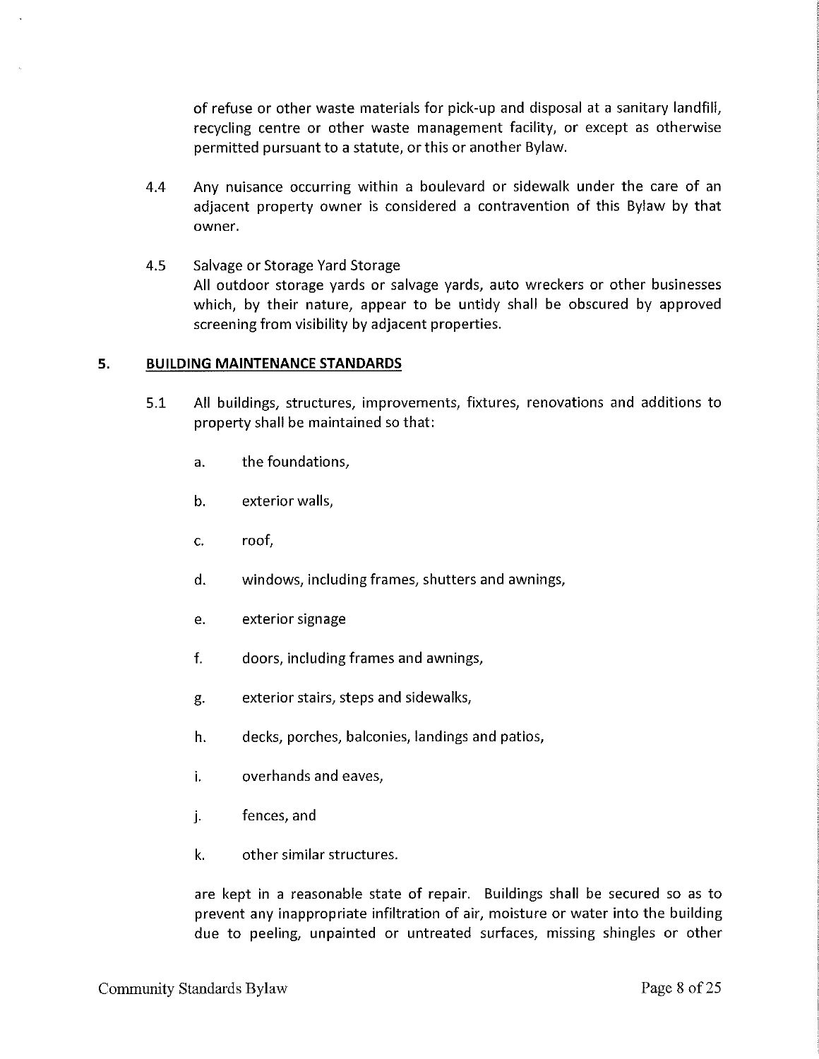of refuse or other waste materials for pick-up and disposal at a sanitary landfill, recycling centre or other waste management facility, or except as otherwise permitted pursuant to a statute, or this or another Bylaw.

4.4 Any nuisance occurring within a boulevard or sidewalk under the care of an adjacent property owner is considered a contravention of this Bylaw by that owner.

4.5 Salvage or Storage Yard Storage
All outdoor storage yards or salvage yards, auto wreckers or other businesses which, by their nature, appear to be untidy shall be obscured by approved screening from visibility by adjacent properties.

## 5. BUILDING MAINTENANCE STANDARDS

5.1 All buildings, structures, improvements, fixtures, renovations and additions to property shall be maintained so that:

a. the foundations,

b. exterior walls,

c. roof,

d. windows, including frames, shutters and awnings,

e. exterior signage

f. doors, including frames and awnings,

g. exterior stairs, steps and sidewalks,

h. decks, porches, balconies, landings and patios,

i. overhands and eaves,

j. fences, and

k. other similar structures.

are kept in a reasonable state of repair. Buildings shall be secured so as to prevent any inappropriate infiltration of air, moisture or water into the building due to peeling, unpainted or untreated surfaces, missing shingles or other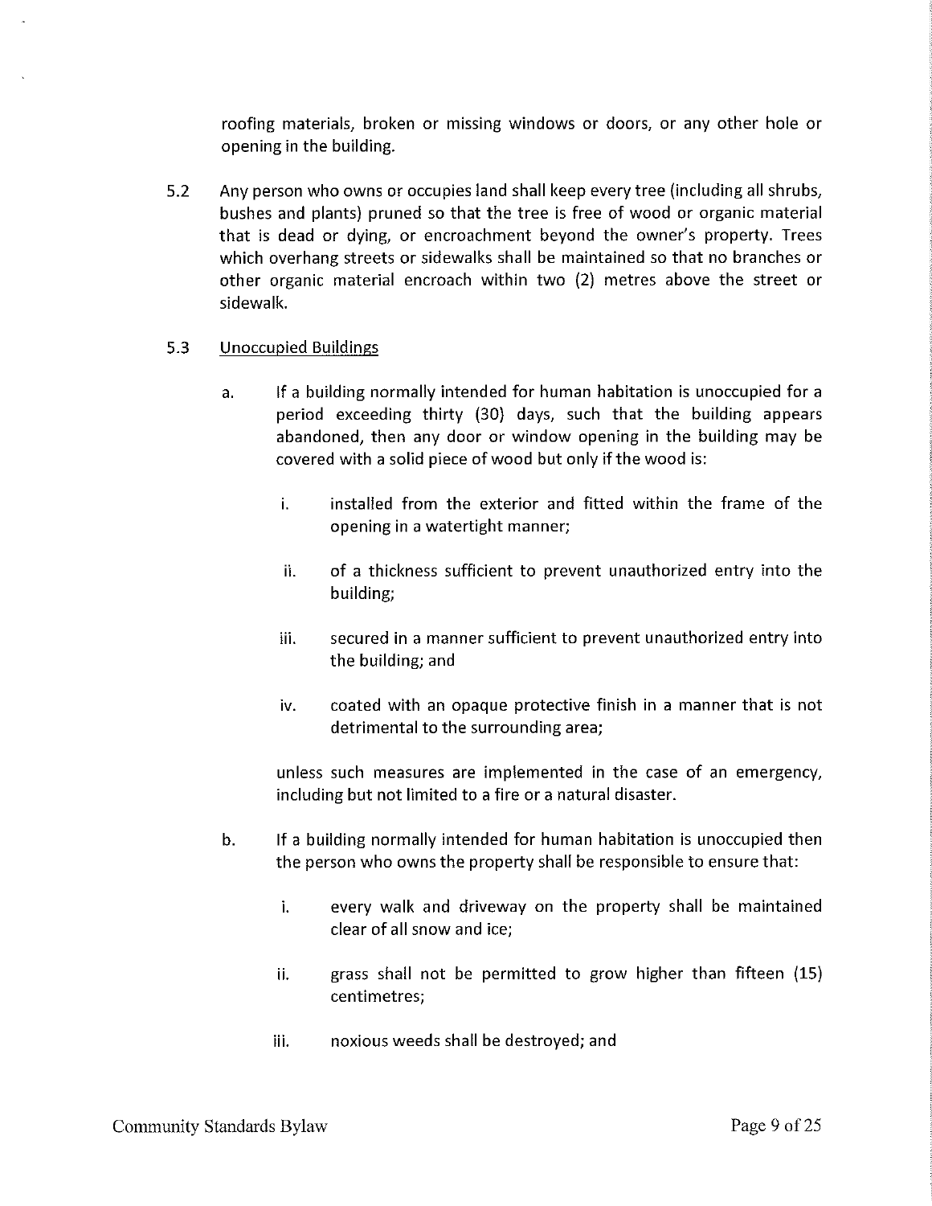roofing materials, broken or missing windows or doors, or any other hole or opening in the building.

5.2 Any person who owns or occupies land shall keep every tree (including all shrubs, bushes and plants) pruned so that the tree is free of wood or organic material that is dead or dying, or encroachment beyond the owner's property. Trees which overhang streets or sidewalks shall be maintained so that no branches or other organic material encroach within two (2) metres above the street or sidewalk.

5.3 <u>Unoccupied Buildings</u>

a. If a building normally intended for human habitation is unoccupied for a period exceeding thirty (30) days, such that the building appears abandoned, then any door or window opening in the building may be covered with a solid piece of wood but only if the wood is:

   i. installed from the exterior and fitted within the frame of the opening in a watertight manner;

   ii. of a thickness sufficient to prevent unauthorized entry into the building;

   iii. secured in a manner sufficient to prevent unauthorized entry into the building; and

   iv. coated with an opaque protective finish in a manner that is not detrimental to the surrounding area;

   unless such measures are implemented in the case of an emergency, including but not limited to a fire or a natural disaster.

b. If a building normally intended for human habitation is unoccupied then the person who owns the property shall be responsible to ensure that:

   i. every walk and driveway on the property shall be maintained clear of all snow and ice;

   ii. grass shall not be permitted to grow higher than fifteen (15) centimetres;

   iii. noxious weeds shall be destroyed; and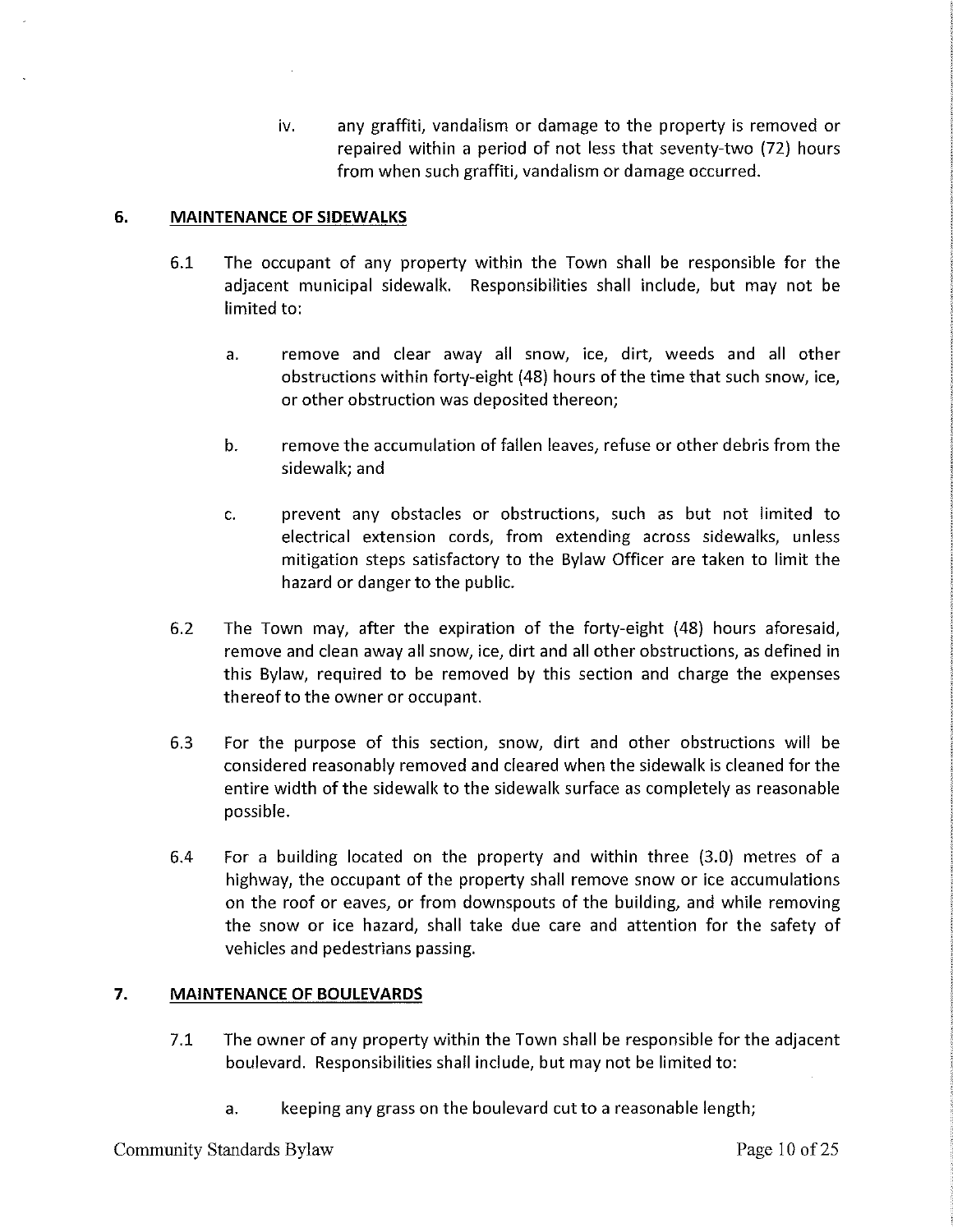iv. any graffiti, vandalism or damage to the property is removed or repaired within a period of not less that seventy-two (72) hours from when such graffiti, vandalism or damage occurred.

## 6. MAINTENANCE OF SIDEWALKS

6.1 The occupant of any property within the Town shall be responsible for the adjacent municipal sidewalk. Responsibilities shall include, but may not be limited to:

a. remove and clear away all snow, ice, dirt, weeds and all other obstructions within forty-eight (48) hours of the time that such snow, ice, or other obstruction was deposited thereon;

b. remove the accumulation of fallen leaves, refuse or other debris from the sidewalk; and

c. prevent any obstacles or obstructions, such as but not limited to electrical extension cords, from extending across sidewalks, unless mitigation steps satisfactory to the Bylaw Officer are taken to limit the hazard or danger to the public.

6.2 The Town may, after the expiration of the forty-eight (48) hours aforesaid, remove and clean away all snow, ice, dirt and all other obstructions, as defined in this Bylaw, required to be removed by this section and charge the expenses thereof to the owner or occupant.

6.3 For the purpose of this section, snow, dirt and other obstructions will be considered reasonably removed and cleared when the sidewalk is cleaned for the entire width of the sidewalk to the sidewalk surface as completely as reasonable possible.

6.4 For a building located on the property and within three (3.0) metres of a highway, the occupant of the property shall remove snow or ice accumulations on the roof or eaves, or from downspouts of the building, and while removing the snow or ice hazard, shall take due care and attention for the safety of vehicles and pedestrians passing.

## 7. MAINTENANCE OF BOULEVARDS

7.1 The owner of any property within the Town shall be responsible for the adjacent boulevard. Responsibilities shall include, but may not be limited to:

a. keeping any grass on the boulevard cut to a reasonable length;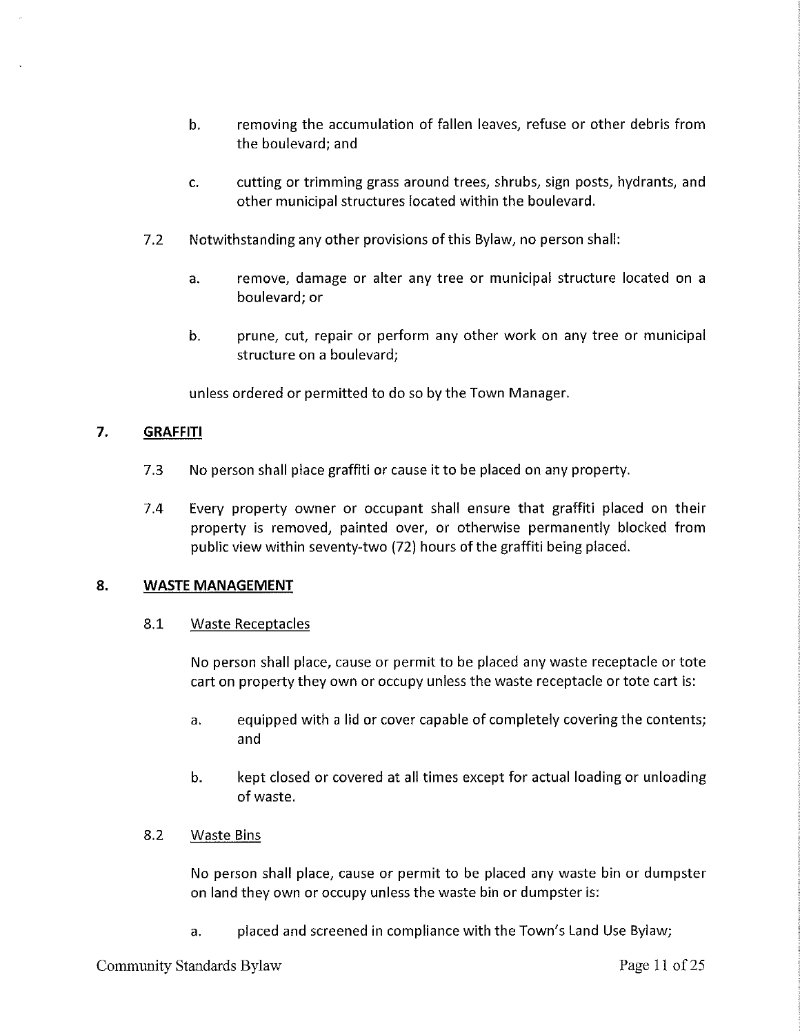b. removing the accumulation of fallen leaves, refuse or other debris from the boulevard; and

c. cutting or trimming grass around trees, shrubs, sign posts, hydrants, and other municipal structures located within the boulevard.

7.2 Notwithstanding any other provisions of this Bylaw, no person shall:

a. remove, damage or alter any tree or municipal structure located on a boulevard; or

b. prune, cut, repair or perform any other work on any tree or municipal structure on a boulevard;

unless ordered or permitted to do so by the Town Manager.

## 7. GRAFFITI

7.3 No person shall place graffiti or cause it to be placed on any property.

7.4 Every property owner or occupant shall ensure that graffiti placed on their property is removed, painted over, or otherwise permanently blocked from public view within seventy-two (72) hours of the graffiti being placed.

## 8. WASTE MANAGEMENT

### 8.1 Waste Receptacles

No person shall place, cause or permit to be placed any waste receptacle or tote cart on property they own or occupy unless the waste receptacle or tote cart is:

a. equipped with a lid or cover capable of completely covering the contents; and

b. kept closed or covered at all times except for actual loading or unloading of waste.

### 8.2 Waste Bins

No person shall place, cause or permit to be placed any waste bin or dumpster on land they own or occupy unless the waste bin or dumpster is:

a. placed and screened in compliance with the Town's Land Use Bylaw;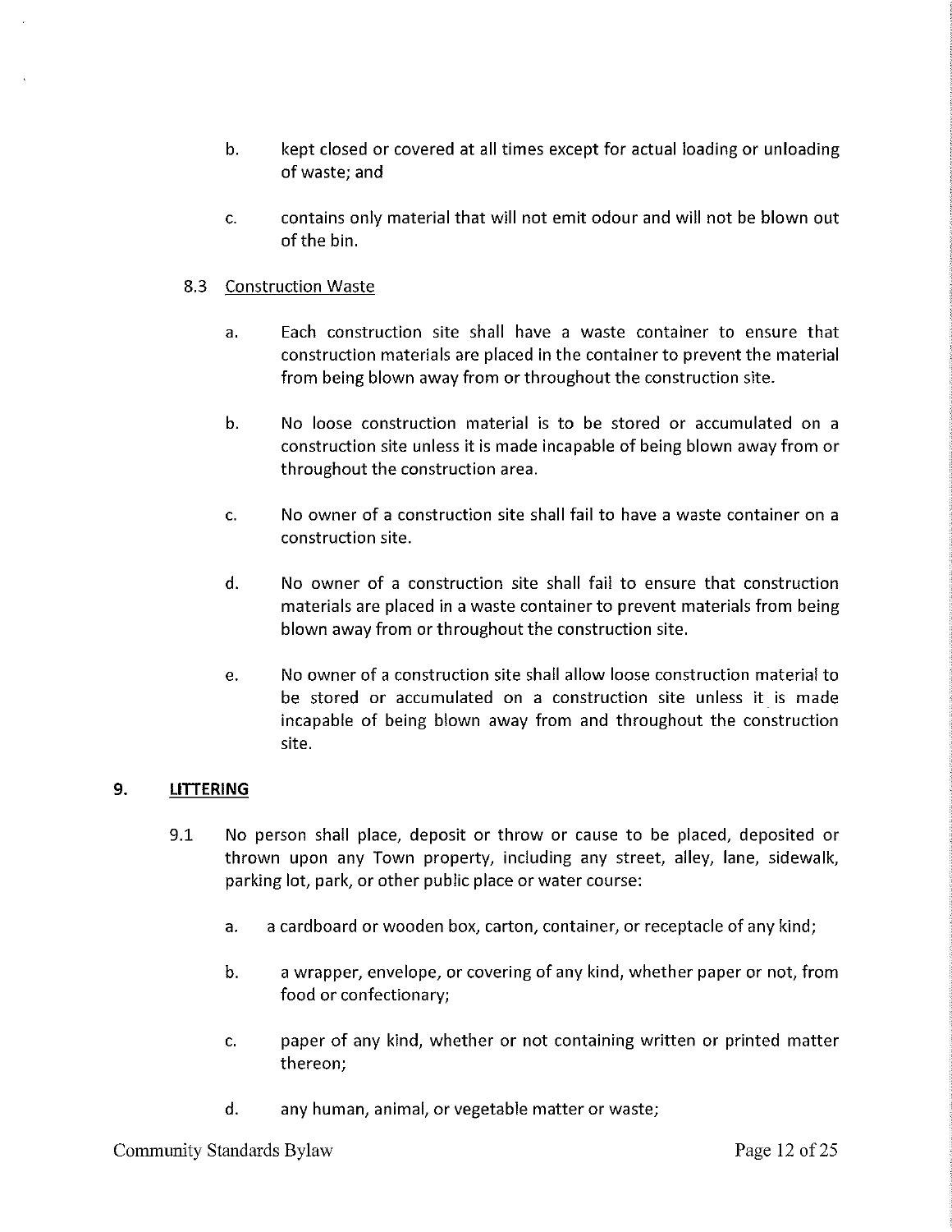b. kept closed or covered at all times except for actual loading or unloading of waste; and

c. contains only material that will not emit odour and will not be blown out of the bin.

8.3 <u>Construction Waste</u>

a. Each construction site shall have a waste container to ensure that construction materials are placed in the container to prevent the material from being blown away from or throughout the construction site.

b. No loose construction material is to be stored or accumulated on a construction site unless it is made incapable of being blown away from or throughout the construction area.

c. No owner of a construction site shall fail to have a waste container on a construction site.

d. No owner of a construction site shall fail to ensure that construction materials are placed in a waste container to prevent materials from being blown away from or throughout the construction site.

e. No owner of a construction site shall allow loose construction material to be stored or accumulated on a construction site unless it is made incapable of being blown away from and throughout the construction site.

## 9. LITTERING

9.1 No person shall place, deposit or throw or cause to be placed, deposited or thrown upon any Town property, including any street, alley, lane, sidewalk, parking lot, park, or other public place or water course:

a. a cardboard or wooden box, carton, container, or receptacle of any kind;

b. a wrapper, envelope, or covering of any kind, whether paper or not, from food or confectionary;

c. paper of any kind, whether or not containing written or printed matter thereon;

d. any human, animal, or vegetable matter or waste;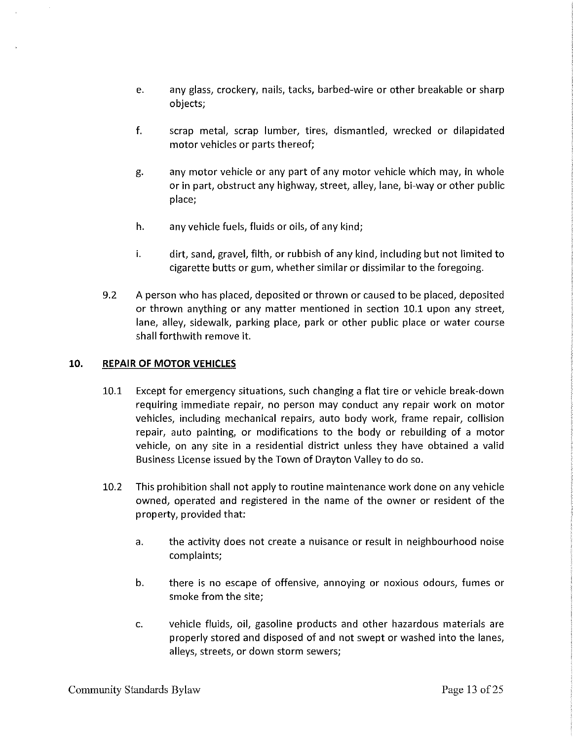e. any glass, crockery, nails, tacks, barbed-wire or other breakable or sharp objects;

f. scrap metal, scrap lumber, tires, dismantled, wrecked or dilapidated motor vehicles or parts thereof;

g. any motor vehicle or any part of any motor vehicle which may, in whole or in part, obstruct any highway, street, alley, lane, bi-way or other public place;

h. any vehicle fuels, fluids or oils, of any kind;

i. dirt, sand, gravel, filth, or rubbish of any kind, including but not limited to cigarette butts or gum, whether similar or dissimilar to the foregoing.

9.2 A person who has placed, deposited or thrown or caused to be placed, deposited or thrown anything or any matter mentioned in section 10.1 upon any street, lane, alley, sidewalk, parking place, park or other public place or water course shall forthwith remove it.

## 10. REPAIR OF MOTOR VEHICLES

10.1 Except for emergency situations, such changing a flat tire or vehicle break-down requiring immediate repair, no person may conduct any repair work on motor vehicles, including mechanical repairs, auto body work, frame repair, collision repair, auto painting, or modifications to the body or rebuilding of a motor vehicle, on any site in a residential district unless they have obtained a valid Business License issued by the Town of Drayton Valley to do so.

10.2 This prohibition shall not apply to routine maintenance work done on any vehicle owned, operated and registered in the name of the owner or resident of the property, provided that:

a. the activity does not create a nuisance or result in neighbourhood noise complaints;

b. there is no escape of offensive, annoying or noxious odours, fumes or smoke from the site;

c. vehicle fluids, oil, gasoline products and other hazardous materials are properly stored and disposed of and not swept or washed into the lanes, alleys, streets, or down storm sewers;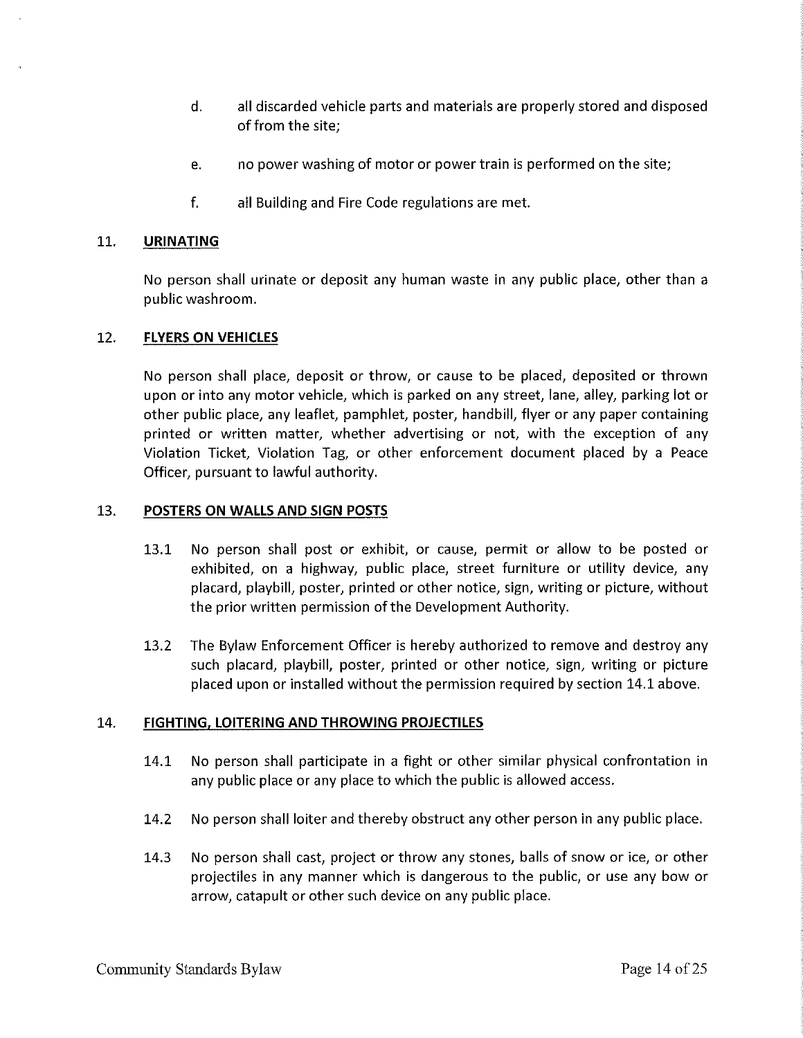d. all discarded vehicle parts and materials are properly stored and disposed of from the site;

e. no power washing of motor or power train is performed on the site;

f. all Building and Fire Code regulations are met.

## 11. URINATING

No person shall urinate or deposit any human waste in any public place, other than a public washroom.

## 12. FLYERS ON VEHICLES

No person shall place, deposit or throw, or cause to be placed, deposited or thrown upon or into any motor vehicle, which is parked on any street, lane, alley, parking lot or other public place, any leaflet, pamphlet, poster, handbill, flyer or any paper containing printed or written matter, whether advertising or not, with the exception of any Violation Ticket, Violation Tag, or other enforcement document placed by a Peace Officer, pursuant to lawful authority.

## 13. POSTERS ON WALLS AND SIGN POSTS

13.1 No person shall post or exhibit, or cause, permit or allow to be posted or exhibited, on a highway, public place, street furniture or utility device, any placard, playbill, poster, printed or other notice, sign, writing or picture, without the prior written permission of the Development Authority.

13.2 The Bylaw Enforcement Officer is hereby authorized to remove and destroy any such placard, playbill, poster, printed or other notice, sign, writing or picture placed upon or installed without the permission required by section 14.1 above.

## 14. FIGHTING, LOITERING AND THROWING PROJECTILES

14.1 No person shall participate in a fight or other similar physical confrontation in any public place or any place to which the public is allowed access.

14.2 No person shall loiter and thereby obstruct any other person in any public place.

14.3 No person shall cast, project or throw any stones, balls of snow or ice, or other projectiles in any manner which is dangerous to the public, or use any bow or arrow, catapult or other such device on any public place.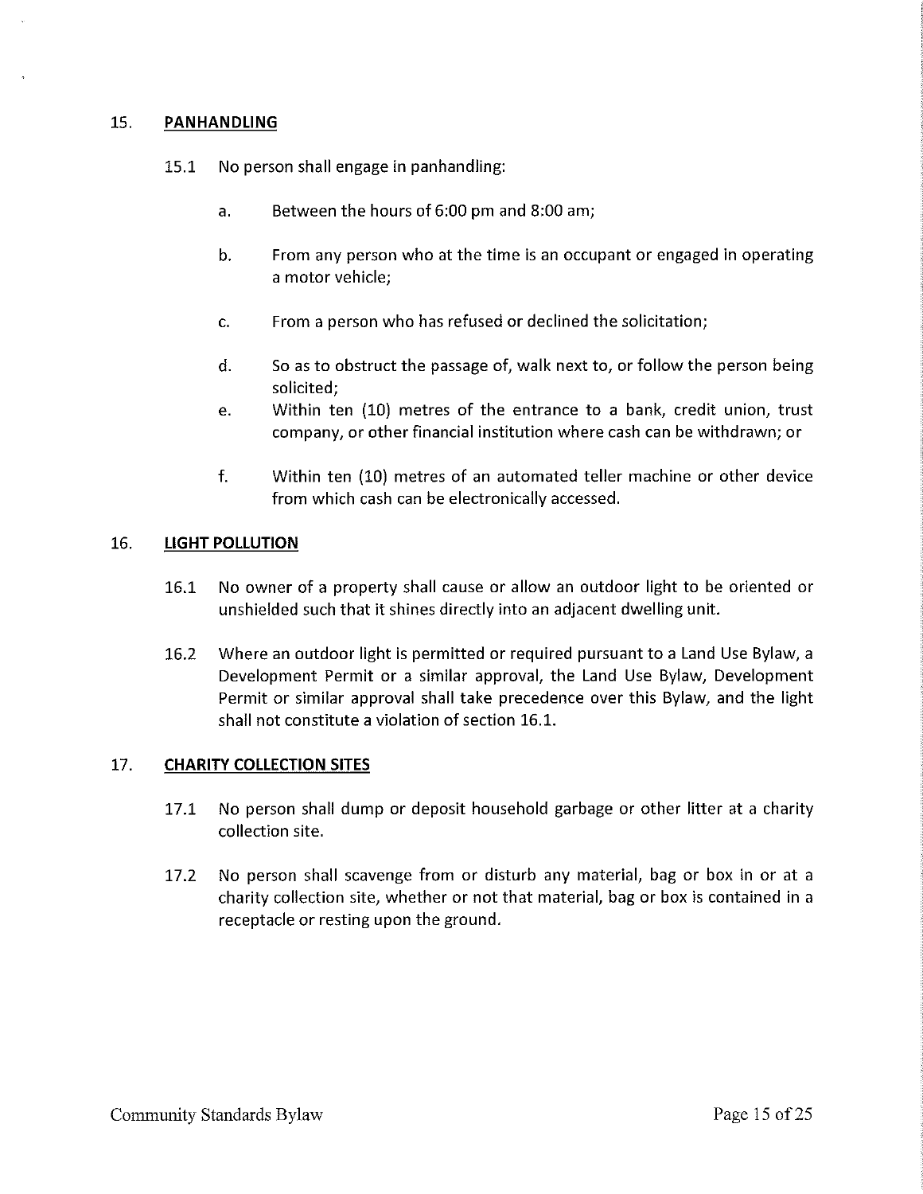## 15. PANHANDLING

15.1 No person shall engage in panhandling:

a. Between the hours of 6:00 pm and 8:00 am;

b. From any person who at the time is an occupant or engaged in operating a motor vehicle;

c. From a person who has refused or declined the solicitation;

d. So as to obstruct the passage of, walk next to, or follow the person being solicited;

e. Within ten (10) metres of the entrance to a bank, credit union, trust company, or other financial institution where cash can be withdrawn; or

f. Within ten (10) metres of an automated teller machine or other device from which cash can be electronically accessed.

## 16. LIGHT POLLUTION

16.1 No owner of a property shall cause or allow an outdoor light to be oriented or unshielded such that it shines directly into an adjacent dwelling unit.

16.2 Where an outdoor light is permitted or required pursuant to a Land Use Bylaw, a Development Permit or a similar approval, the Land Use Bylaw, Development Permit or similar approval shall take precedence over this Bylaw, and the light shall not constitute a violation of section 16.1.

## 17. CHARITY COLLECTION SITES

17.1 No person shall dump or deposit household garbage or other litter at a charity collection site.

17.2 No person shall scavenge from or disturb any material, bag or box in or at a charity collection site, whether or not that material, bag or box is contained in a receptacle or resting upon the ground.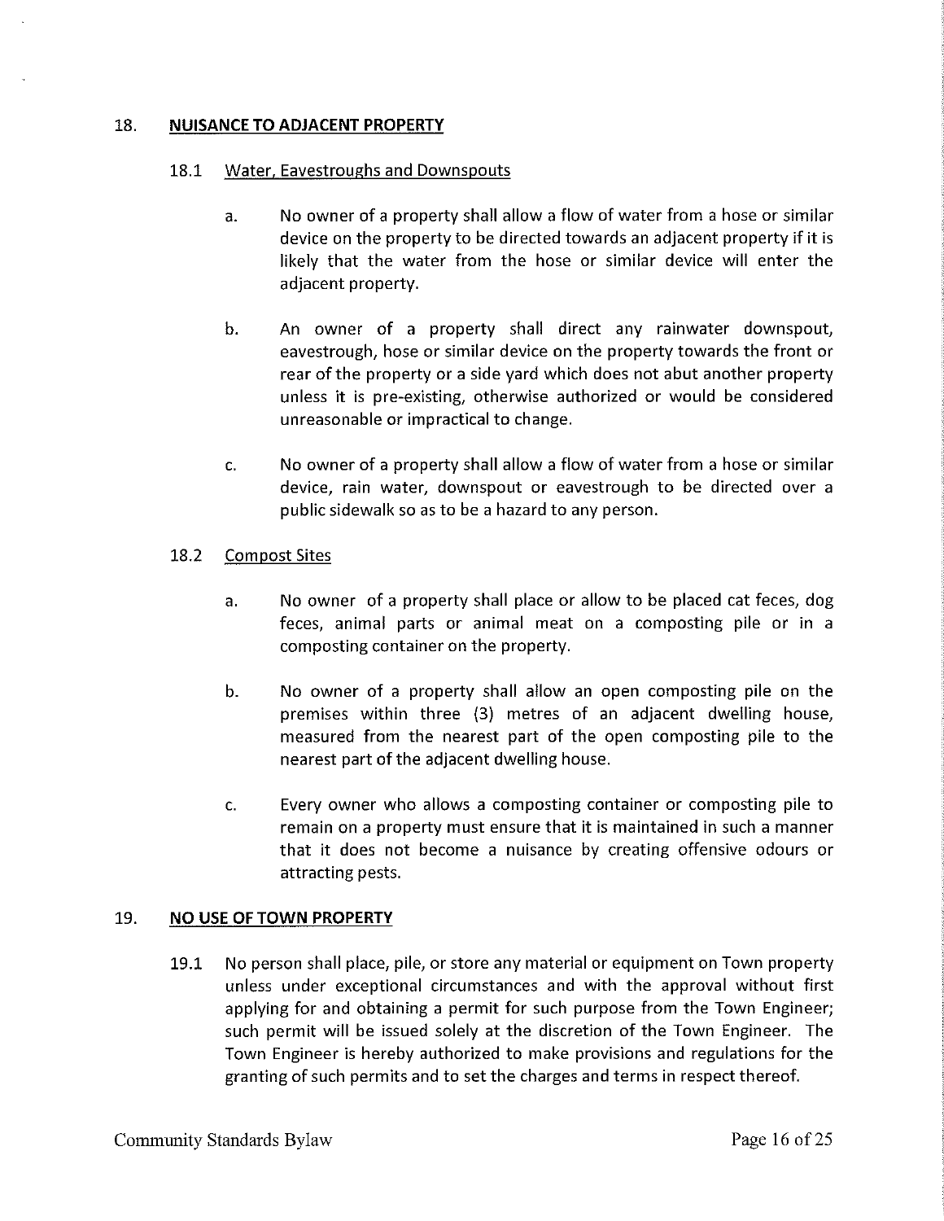## 18. NUISANCE TO ADJACENT PROPERTY

### 18.1 Water, Eavestroughs and Downspouts

a. No owner of a property shall allow a flow of water from a hose or similar device on the property to be directed towards an adjacent property if it is likely that the water from the hose or similar device will enter the adjacent property.

b. An owner of a property shall direct any rainwater downspout, eavestrough, hose or similar device on the property towards the front or rear of the property or a side yard which does not abut another property unless it is pre-existing, otherwise authorized or would be considered unreasonable or impractical to change.

c. No owner of a property shall allow a flow of water from a hose or similar device, rain water, downspout or eavestrough to be directed over a public sidewalk so as to be a hazard to any person.

### 18.2 Compost Sites

a. No owner of a property shall place or allow to be placed cat feces, dog feces, animal parts or animal meat on a composting pile or in a composting container on the property.

b. No owner of a property shall allow an open composting pile on the premises within three (3) metres of an adjacent dwelling house, measured from the nearest part of the open composting pile to the nearest part of the adjacent dwelling house.

c. Every owner who allows a composting container or composting pile to remain on a property must ensure that it is maintained in such a manner that it does not become a nuisance by creating offensive odours or attracting pests.

## 19. NO USE OF TOWN PROPERTY

19.1 No person shall place, pile, or store any material or equipment on Town property unless under exceptional circumstances and with the approval without first applying for and obtaining a permit for such purpose from the Town Engineer; such permit will be issued solely at the discretion of the Town Engineer. The Town Engineer is hereby authorized to make provisions and regulations for the granting of such permits and to set the charges and terms in respect thereof.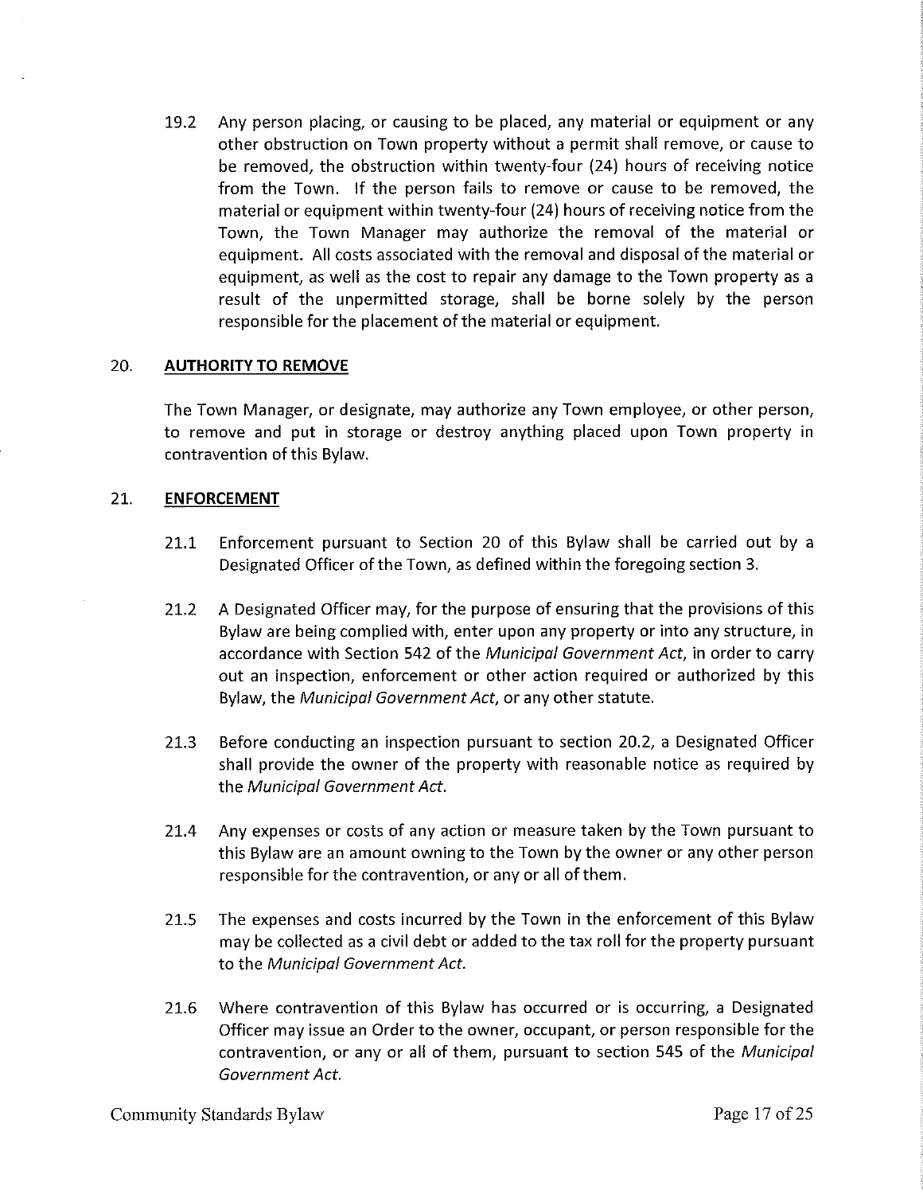19.2 Any person placing, or causing to be placed, any material or equipment or any other obstruction on Town property without a permit shall remove, or cause to be removed, the obstruction within twenty-four (24) hours of receiving notice from the Town. If the person fails to remove or cause to be removed, the material or equipment within twenty-four (24) hours of receiving notice from the Town, the Town Manager may authorize the removal of the material or equipment. All costs associated with the removal and disposal of the material or equipment, as well as the cost to repair any damage to the Town property as a result of the unpermitted storage, shall be borne solely by the person responsible for the placement of the material or equipment.

## 20. **AUTHORITY TO REMOVE**

The Town Manager, or designate, may authorize any Town employee, or other person, to remove and put in storage or destroy anything placed upon Town property in contravention of this Bylaw.

## 21. **ENFORCEMENT**

21.1 Enforcement pursuant to Section 20 of this Bylaw shall be carried out by a Designated Officer of the Town, as defined within the foregoing section 3.

21.2 A Designated Officer may, for the purpose of ensuring that the provisions of this Bylaw are being complied with, enter upon any property or into any structure, in accordance with Section 542 of the *Municipal Government Act*, in order to carry out an inspection, enforcement or other action required or authorized by this Bylaw, the *Municipal Government Act*, or any other statute.

21.3 Before conducting an inspection pursuant to section 20.2, a Designated Officer shall provide the owner of the property with reasonable notice as required by the *Municipal Government Act*.

21.4 Any expenses or costs of any action or measure taken by the Town pursuant to this Bylaw are an amount owning to the Town by the owner or any other person responsible for the contravention, or any or all of them.

21.5 The expenses and costs incurred by the Town in the enforcement of this Bylaw may be collected as a civil debt or added to the tax roll for the property pursuant to the *Municipal Government Act*.

21.6 Where contravention of this Bylaw has occurred or is occurring, a Designated Officer may issue an Order to the owner, occupant, or person responsible for the contravention, or any or all of them, pursuant to section 545 of the *Municipal Government Act*.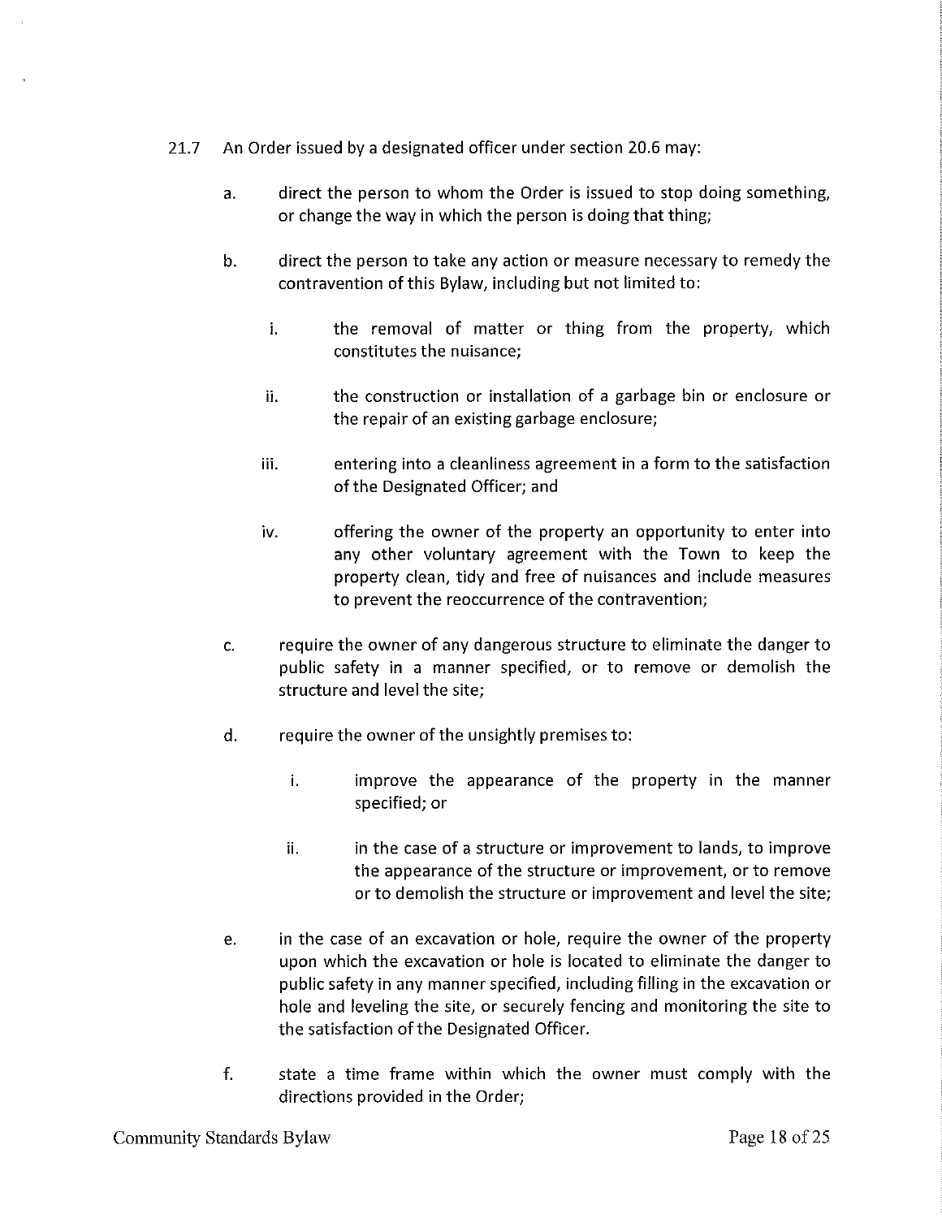21.7 An Order issued by a designated officer under section 20.6 may:

a. direct the person to whom the Order is issued to stop doing something, or change the way in which the person is doing that thing;

b. direct the person to take any action or measure necessary to remedy the contravention of this Bylaw, including but not limited to:

   i. the removal of matter or thing from the property, which constitutes the nuisance;

   ii. the construction or installation of a garbage bin or enclosure or the repair of an existing garbage enclosure;

   iii. entering into a cleanliness agreement in a form to the satisfaction of the Designated Officer; and

   iv. offering the owner of the property an opportunity to enter into any other voluntary agreement with the Town to keep the property clean, tidy and free of nuisances and include measures to prevent the reoccurrence of the contravention;

c. require the owner of any dangerous structure to eliminate the danger to public safety in a manner specified, or to remove or demolish the structure and level the site;

d. require the owner of the unsightly premises to:

   i. improve the appearance of the property in the manner specified; or

   ii. in the case of a structure or improvement to lands, to improve the appearance of the structure or improvement, or to remove or to demolish the structure or improvement and level the site;

e. in the case of an excavation or hole, require the owner of the property upon which the excavation or hole is located to eliminate the danger to public safety in any manner specified, including filling in the excavation or hole and leveling the site, or securely fencing and monitoring the site to the satisfaction of the Designated Officer.

f. state a time frame within which the owner must comply with the directions provided in the Order;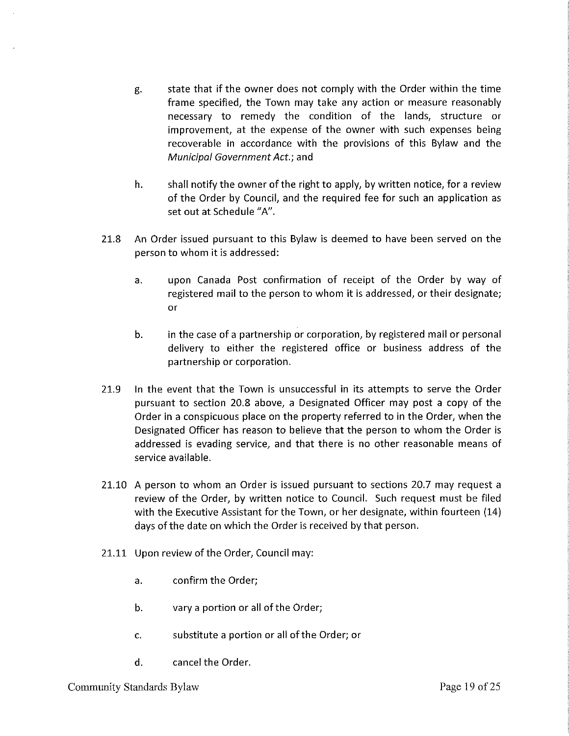g. state that if the owner does not comply with the Order within the time frame specified, the Town may take any action or measure reasonably necessary to remedy the condition of the lands, structure or improvement, at the expense of the owner with such expenses being recoverable in accordance with the provisions of this Bylaw and the *Municipal Government Act.*; and

h. shall notify the owner of the right to apply, by written notice, for a review of the Order by Council, and the required fee for such an application as set out at Schedule "A".

21.8 An Order issued pursuant to this Bylaw is deemed to have been served on the person to whom it is addressed:

a. upon Canada Post confirmation of receipt of the Order by way of registered mail to the person to whom it is addressed, or their designate; or

b. in the case of a partnership or corporation, by registered mail or personal delivery to either the registered office or business address of the partnership or corporation.

21.9 In the event that the Town is unsuccessful in its attempts to serve the Order pursuant to section 20.8 above, a Designated Officer may post a copy of the Order in a conspicuous place on the property referred to in the Order, when the Designated Officer has reason to believe that the person to whom the Order is addressed is evading service, and that there is no other reasonable means of service available.

21.10 A person to whom an Order is issued pursuant to sections 20.7 may request a review of the Order, by written notice to Council. Such request must be filed with the Executive Assistant for the Town, or her designate, within fourteen (14) days of the date on which the Order is received by that person.

21.11 Upon review of the Order, Council may:

a. confirm the Order;

b. vary a portion or all of the Order;

c. substitute a portion or all of the Order; or

d. cancel the Order.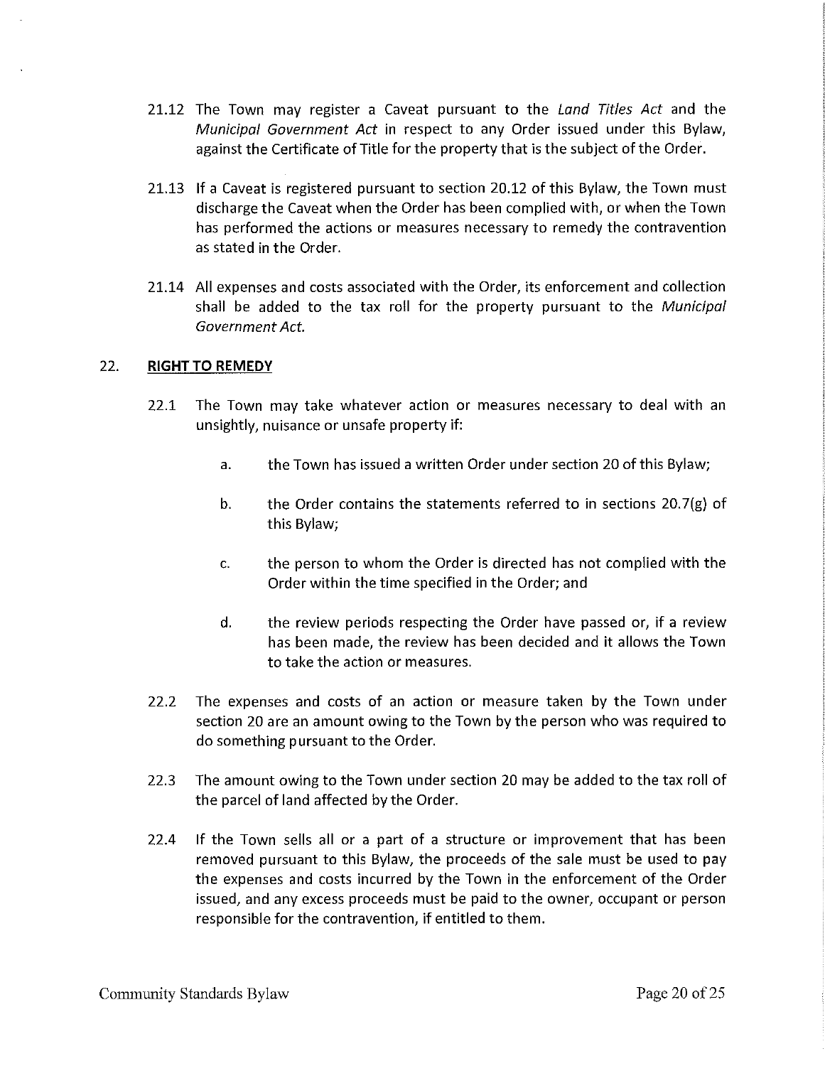21.12 The Town may register a Caveat pursuant to the *Land Titles Act* and the *Municipal Government Act* in respect to any Order issued under this Bylaw, against the Certificate of Title for the property that is the subject of the Order.

21.13 If a Caveat is registered pursuant to section 20.12 of this Bylaw, the Town must discharge the Caveat when the Order has been complied with, or when the Town has performed the actions or measures necessary to remedy the contravention as stated in the Order.

21.14 All expenses and costs associated with the Order, its enforcement and collection shall be added to the tax roll for the property pursuant to the *Municipal Government Act.*

## 22. **RIGHT TO REMEDY**

22.1 The Town may take whatever action or measures necessary to deal with an unsightly, nuisance or unsafe property if:

a. the Town has issued a written Order under section 20 of this Bylaw;

b. the Order contains the statements referred to in sections 20.7(g) of this Bylaw;

c. the person to whom the Order is directed has not complied with the Order within the time specified in the Order; and

d. the review periods respecting the Order have passed or, if a review has been made, the review has been decided and it allows the Town to take the action or measures.

22.2 The expenses and costs of an action or measure taken by the Town under section 20 are an amount owing to the Town by the person who was required to do something pursuant to the Order.

22.3 The amount owing to the Town under section 20 may be added to the tax roll of the parcel of land affected by the Order.

22.4 If the Town sells all or a part of a structure or improvement that has been removed pursuant to this Bylaw, the proceeds of the sale must be used to pay the expenses and costs incurred by the Town in the enforcement of the Order issued, and any excess proceeds must be paid to the owner, occupant or person responsible for the contravention, if entitled to them.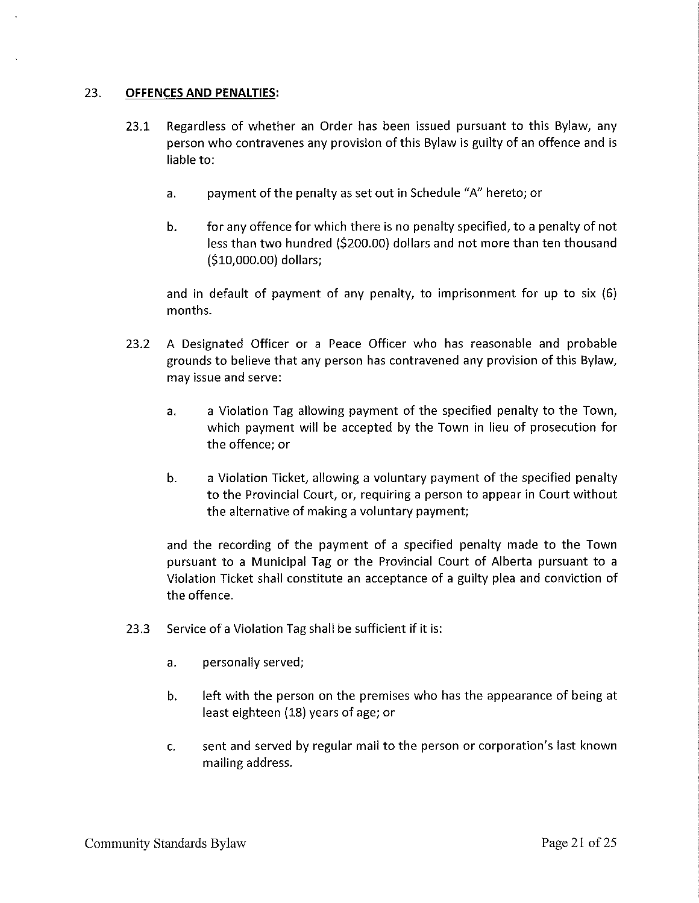## 23. **OFFENCES AND PENALTIES:**

23.1 Regardless of whether an Order has been issued pursuant to this Bylaw, any person who contravenes any provision of this Bylaw is guilty of an offence and is liable to:

a. payment of the penalty as set out in Schedule "A" hereto; or

b. for any offence for which there is no penalty specified, to a penalty of not less than two hundred ($200.00) dollars and not more than ten thousand ($10,000.00) dollars;

and in default of payment of any penalty, to imprisonment for up to six (6) months.

23.2 A Designated Officer or a Peace Officer who has reasonable and probable grounds to believe that any person has contravened any provision of this Bylaw, may issue and serve:

a. a Violation Tag allowing payment of the specified penalty to the Town, which payment will be accepted by the Town in lieu of prosecution for the offence; or

b. a Violation Ticket, allowing a voluntary payment of the specified penalty to the Provincial Court, or, requiring a person to appear in Court without the alternative of making a voluntary payment;

and the recording of the payment of a specified penalty made to the Town pursuant to a Municipal Tag or the Provincial Court of Alberta pursuant to a Violation Ticket shall constitute an acceptance of a guilty plea and conviction of the offence.

23.3 Service of a Violation Tag shall be sufficient if it is:

a. personally served;

b. left with the person on the premises who has the appearance of being at least eighteen (18) years of age; or

c. sent and served by regular mail to the person or corporation's last known mailing address.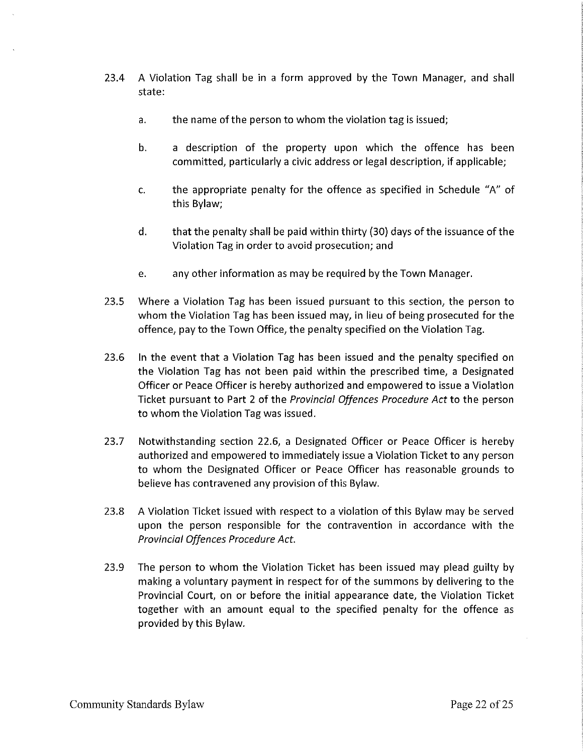23.4 A Violation Tag shall be in a form approved by the Town Manager, and shall state:

  a. the name of the person to whom the violation tag is issued;

  b. a description of the property upon which the offence has been committed, particularly a civic address or legal description, if applicable;

  c. the appropriate penalty for the offence as specified in Schedule "A" of this Bylaw;

  d. that the penalty shall be paid within thirty (30) days of the issuance of the Violation Tag in order to avoid prosecution; and

  e. any other information as may be required by the Town Manager.

23.5 Where a Violation Tag has been issued pursuant to this section, the person to whom the Violation Tag has been issued may, in lieu of being prosecuted for the offence, pay to the Town Office, the penalty specified on the Violation Tag.

23.6 In the event that a Violation Tag has been issued and the penalty specified on the Violation Tag has not been paid within the prescribed time, a Designated Officer or Peace Officer is hereby authorized and empowered to issue a Violation Ticket pursuant to Part 2 of the *Provincial Offences Procedure Act* to the person to whom the Violation Tag was issued.

23.7 Notwithstanding section 22.6, a Designated Officer or Peace Officer is hereby authorized and empowered to immediately issue a Violation Ticket to any person to whom the Designated Officer or Peace Officer has reasonable grounds to believe has contravened any provision of this Bylaw.

23.8 A Violation Ticket issued with respect to a violation of this Bylaw may be served upon the person responsible for the contravention in accordance with the *Provincial Offences Procedure Act*.

23.9 The person to whom the Violation Ticket has been issued may plead guilty by making a voluntary payment in respect for of the summons by delivering to the Provincial Court, on or before the initial appearance date, the Violation Ticket together with an amount equal to the specified penalty for the offence as provided by this Bylaw.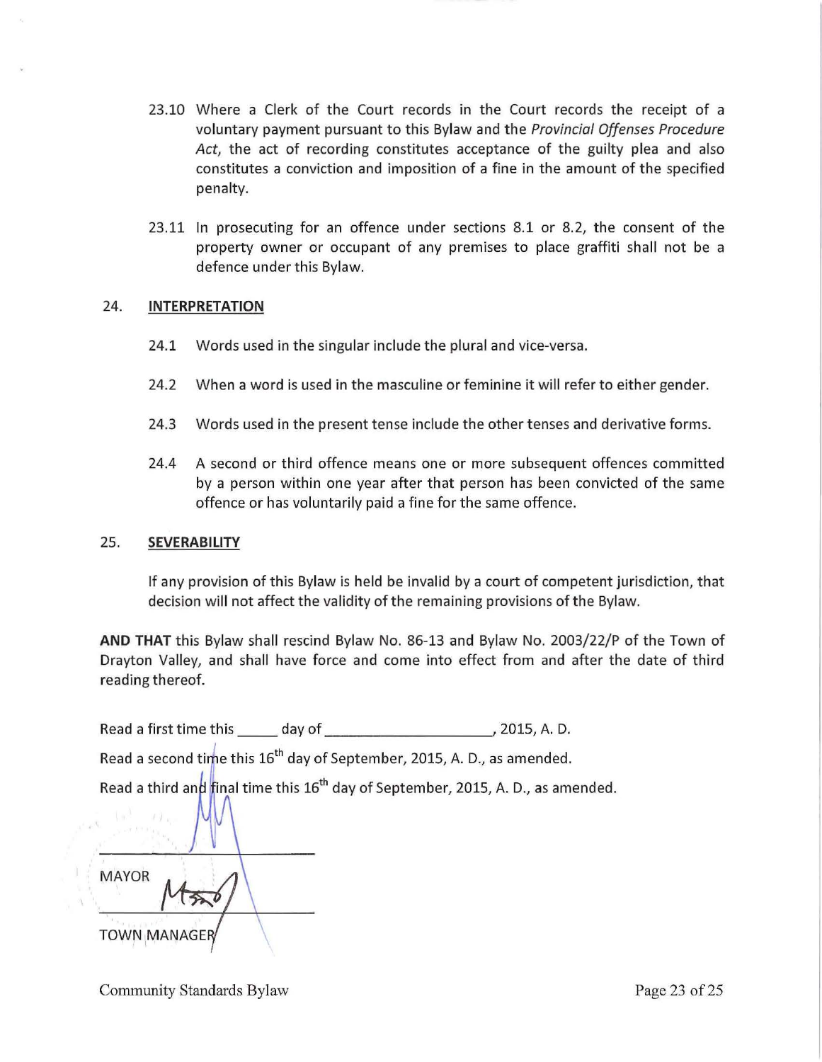23.10 Where a Clerk of the Court records in the Court records the receipt of a voluntary payment pursuant to this Bylaw and the *Provincial Offenses Procedure Act*, the act of recording constitutes acceptance of the guilty plea and also constitutes a conviction and imposition of a fine in the amount of the specified penalty.

23.11 In prosecuting for an offence under sections 8.1 or 8.2, the consent of the property owner or occupant of any premises to place graffiti shall not be a defence under this Bylaw.

## 24. INTERPRETATION

24.1 Words used in the singular include the plural and vice-versa.

24.2 When a word is used in the masculine or feminine it will refer to either gender.

24.3 Words used in the present tense include the other tenses and derivative forms.

24.4 A second or third offence means one or more subsequent offences committed by a person within one year after that person has been convicted of the same offence or has voluntarily paid a fine for the same offence.

## 25. SEVERABILITY

If any provision of this Bylaw is held be invalid by a court of competent jurisdiction, that decision will not affect the validity of the remaining provisions of the Bylaw.

**AND THAT** this Bylaw shall rescind Bylaw No. 86-13 and Bylaw No. 2003/22/P of the Town of Drayton Valley, and shall have force and come into effect from and after the date of third reading thereof.

Read a first time this _____ day of ____________________, 2015, A. D.

Read a second time this 16th day of September, 2015, A. D., as amended.

Read a third and final time this 16th day of September, 2015, A. D., as amended.

______________________
MAYOR

______________________
TOWN MANAGER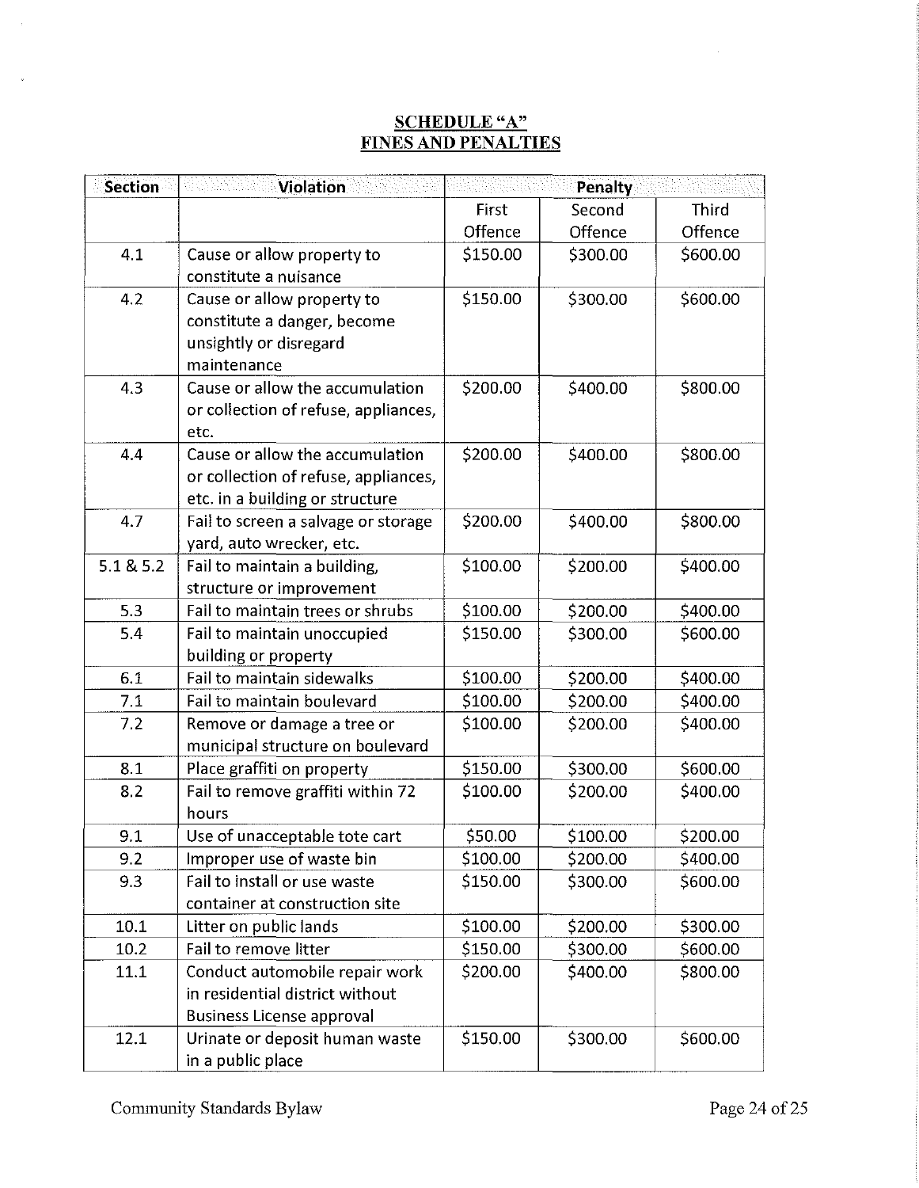# SCHEDULE "A"
## FINES AND PENALTIES

| Section | Violation | Penalty | | |
|---|---|---|---|---|
| | | First Offence | Second Offence | Third Offence |
| 4.1 | Cause or allow property to constitute a nuisance | $150.00 | $300.00 | $600.00 |
| 4.2 | Cause or allow property to constitute a danger, become unsightly or disregard maintenance | $150.00 | $300.00 | $600.00 |
| 4.3 | Cause or allow the accumulation or collection of refuse, appliances, etc. | $200.00 | $400.00 | $800.00 |
| 4.4 | Cause or allow the accumulation or collection of refuse, appliances, etc. in a building or structure | $200.00 | $400.00 | $800.00 |
| 4.7 | Fail to screen a salvage or storage yard, auto wrecker, etc. | $200.00 | $400.00 | $800.00 |
| 5.1 & 5.2 | Fail to maintain a building, structure or improvement | $100.00 | $200.00 | $400.00 |
| 5.3 | Fail to maintain trees or shrubs | $100.00 | $200.00 | $400.00 |
| 5.4 | Fail to maintain unoccupied building or property | $150.00 | $300.00 | $600.00 |
| 6.1 | Fail to maintain sidewalks | $100.00 | $200.00 | $400.00 |
| 7.1 | Fail to maintain boulevard | $100.00 | $200.00 | $400.00 |
| 7.2 | Remove or damage a tree or municipal structure on boulevard | $100.00 | $200.00 | $400.00 |
| 8.1 | Place graffiti on property | $150.00 | $300.00 | $600.00 |
| 8.2 | Fail to remove graffiti within 72 hours | $100.00 | $200.00 | $400.00 |
| 9.1 | Use of unacceptable tote cart | $50.00 | $100.00 | $200.00 |
| 9.2 | Improper use of waste bin | $100.00 | $200.00 | $400.00 |
| 9.3 | Fail to install or use waste container at construction site | $150.00 | $300.00 | $600.00 |
| 10.1 | Litter on public lands | $100.00 | $200.00 | $300.00 |
| 10.2 | Fail to remove litter | $150.00 | $300.00 | $600.00 |
| 11.1 | Conduct automobile repair work in residential district without Business License approval | $200.00 | $400.00 | $800.00 |
| 12.1 | Urinate or deposit human waste in a public place | $150.00 | $300.00 | $600.00 |

Community Standards Bylaw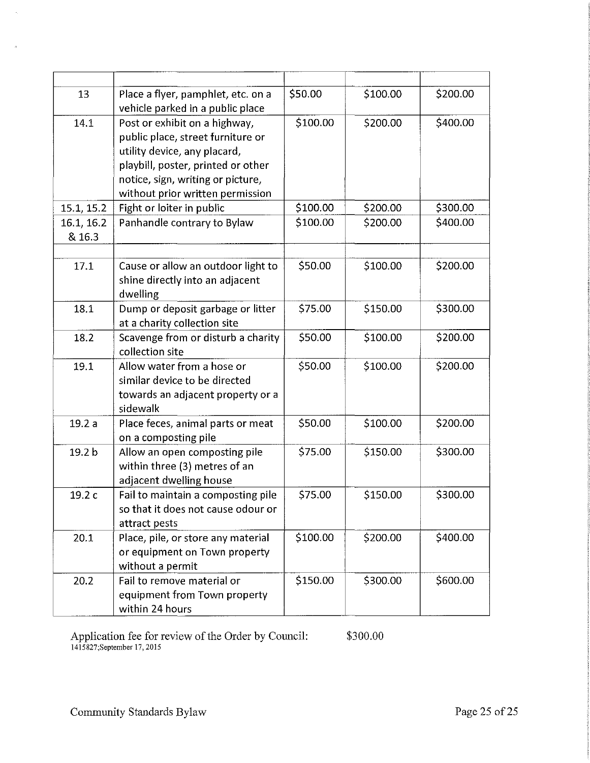| | | | | |
|---|---|---|---|---|
| 13 | Place a flyer, pamphlet, etc. on a vehicle parked in a public place | $50.00 | $100.00 | $200.00 |
| 14.1 | Post or exhibit on a highway, public place, street furniture or utility device, any placard, playbill, poster, printed or other notice, sign, writing or picture, without prior written permission | $100.00 | $200.00 | $400.00 |
| 15.1, 15.2 | Fight or loiter in public | $100.00 | $200.00 | $300.00 |
| 16.1, 16.2 & 16.3 | Panhandle contrary to Bylaw | $100.00 | $200.00 | $400.00 |
| | | | | |
| 17.1 | Cause or allow an outdoor light to shine directly into an adjacent dwelling | $50.00 | $100.00 | $200.00 |
| 18.1 | Dump or deposit garbage or litter at a charity collection site | $75.00 | $150.00 | $300.00 |
| 18.2 | Scavenge from or disturb a charity collection site | $50.00 | $100.00 | $200.00 |
| 19.1 | Allow water from a hose or similar device to be directed towards an adjacent property or a sidewalk | $50.00 | $100.00 | $200.00 |
| 19.2 a | Place feces, animal parts or meat on a composting pile | $50.00 | $100.00 | $200.00 |
| 19.2 b | Allow an open composting pile within three (3) metres of an adjacent dwelling house | $75.00 | $150.00 | $300.00 |
| 19.2 c | Fail to maintain a composting pile so that it does not cause odour or attract pests | $75.00 | $150.00 | $300.00 |
| 20.1 | Place, pile, or store any material or equipment on Town property without a permit | $100.00 | $200.00 | $400.00 |
| 20.2 | Fail to remove material or equipment from Town property within 24 hours | $150.00 | $300.00 | $600.00 |

Application fee for review of the Order by Council: $300.00

1415827;September 17, 2015